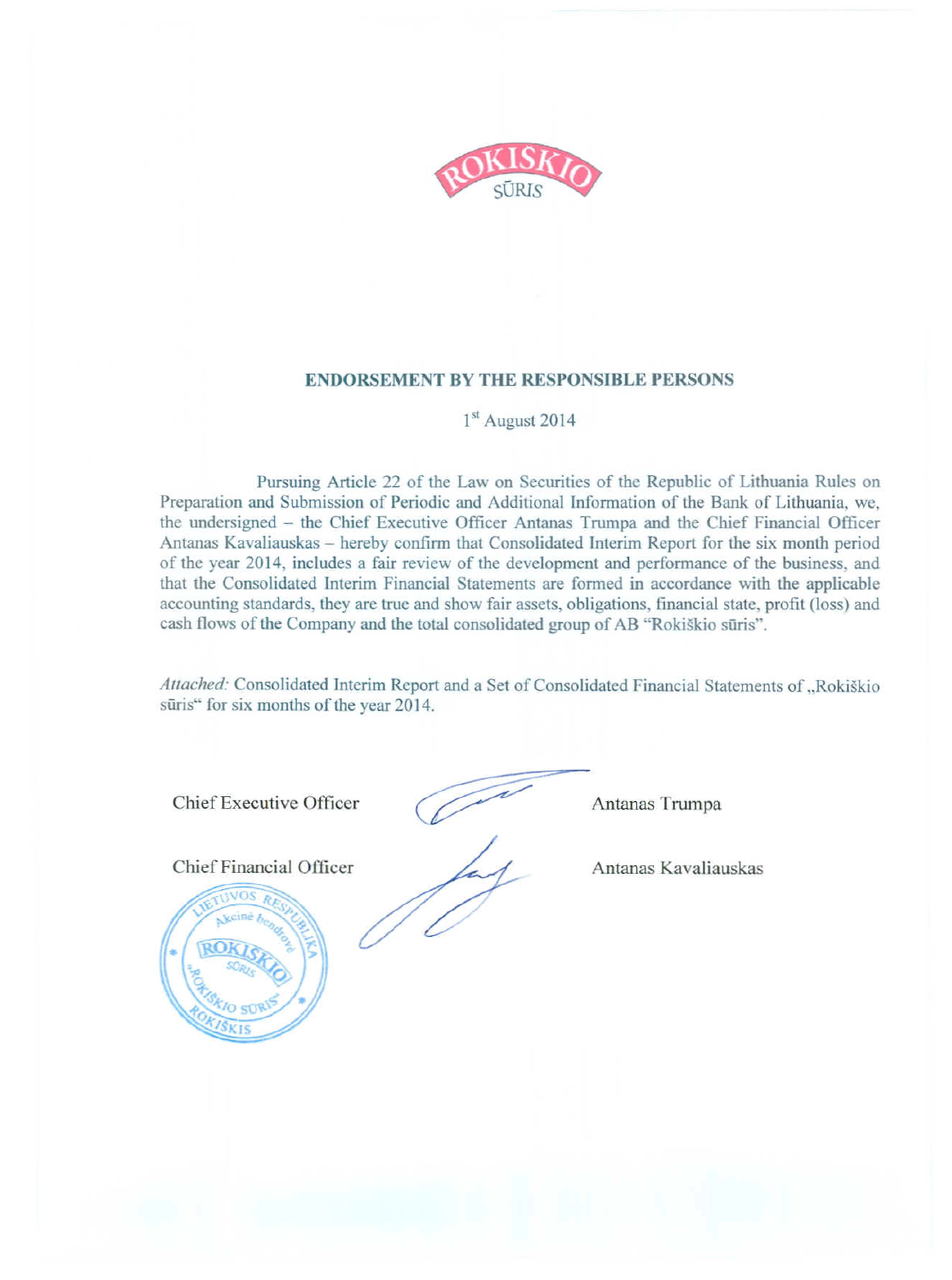ROKIŠKIO SŪRIS

## ENDORSEMENT BY THE RESPONSIBLE PERSONS

1st August 2014

Pursuing Article 22 of the Law on Securities of the Republic of Lithuania Rules on Preparation and Submission of Periodic and Additional Information of the Bank of Lithuania, we, the undersigned – the Chief Executive Officer Antanas Trumpa and the Chief Financial Officer Antanas Kavaliauskas – hereby confirm that Consolidated Interim Report for the six month period of the year 2014, includes a fair review of the development and performance of the business, and that the Consolidated Interim Financial Statements are formed in accordance with the applicable accounting standards, they are true and show fair assets, obligations, financial state, profit (loss) and cash flows of the Company and the total consolidated group of AB "Rokiškio sūris".

*Attached:* Consolidated Interim Report and a Set of Consolidated Financial Statements of „Rokiškio sūris" for six months of the year 2014.

Chief Executive Officer Antanas Trumpa

Chief Financial Officer Antanas Kavaliauskas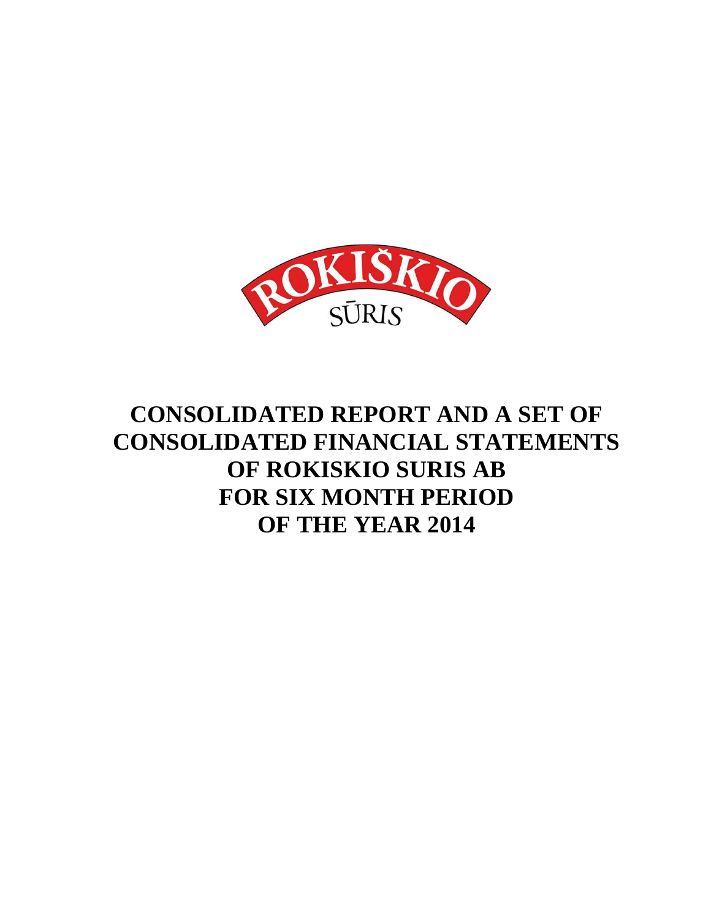# CONSOLIDATED REPORT AND A SET OF CONSOLIDATED FINANCIAL STATEMENTS OF ROKISKIO SURIS AB FOR SIX MONTH PERIOD OF THE YEAR 2014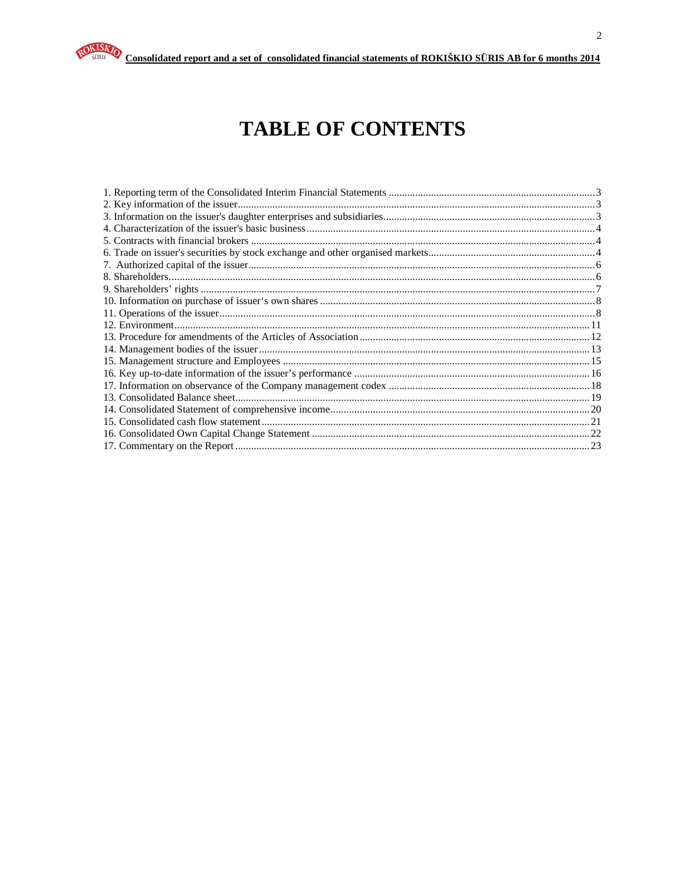# TABLE OF CONTENTS

1. Reporting term of the Consolidated Interim Financial Statements ....... 3
2. Key information of the issuer ....... 3
3. Information on the issuer's daughter enterprises and subsidiaries ....... 3
4. Characterization of the issuer's basic business ....... 4
5. Contracts with financial brokers ....... 4
6. Trade on issuer's securities by stock exchange and other organised markets ....... 4
7. Authorized capital of the issuer ....... 6
8. Shareholders ....... 6
9. Shareholders' rights ....... 7
10. Information on purchase of issuer's own shares ....... 8
11. Operations of the issuer ....... 8
12. Environment ....... 11
13. Procedure for amendments of the Articles of Association ....... 12
14. Management bodies of the issuer ....... 13
15. Management structure and Employees ....... 15
16. Key up-to-date information of the issuer's performance ....... 16
17. Information on observance of the Company management codex ....... 18
13. Consolidated Balance sheet ....... 19
14. Consolidated Statement of comprehensive income ....... 20
15. Consolidated cash flow statement ....... 21
16. Consolidated Own Capital Change Statement ....... 22
17. Commentary on the Report ....... 23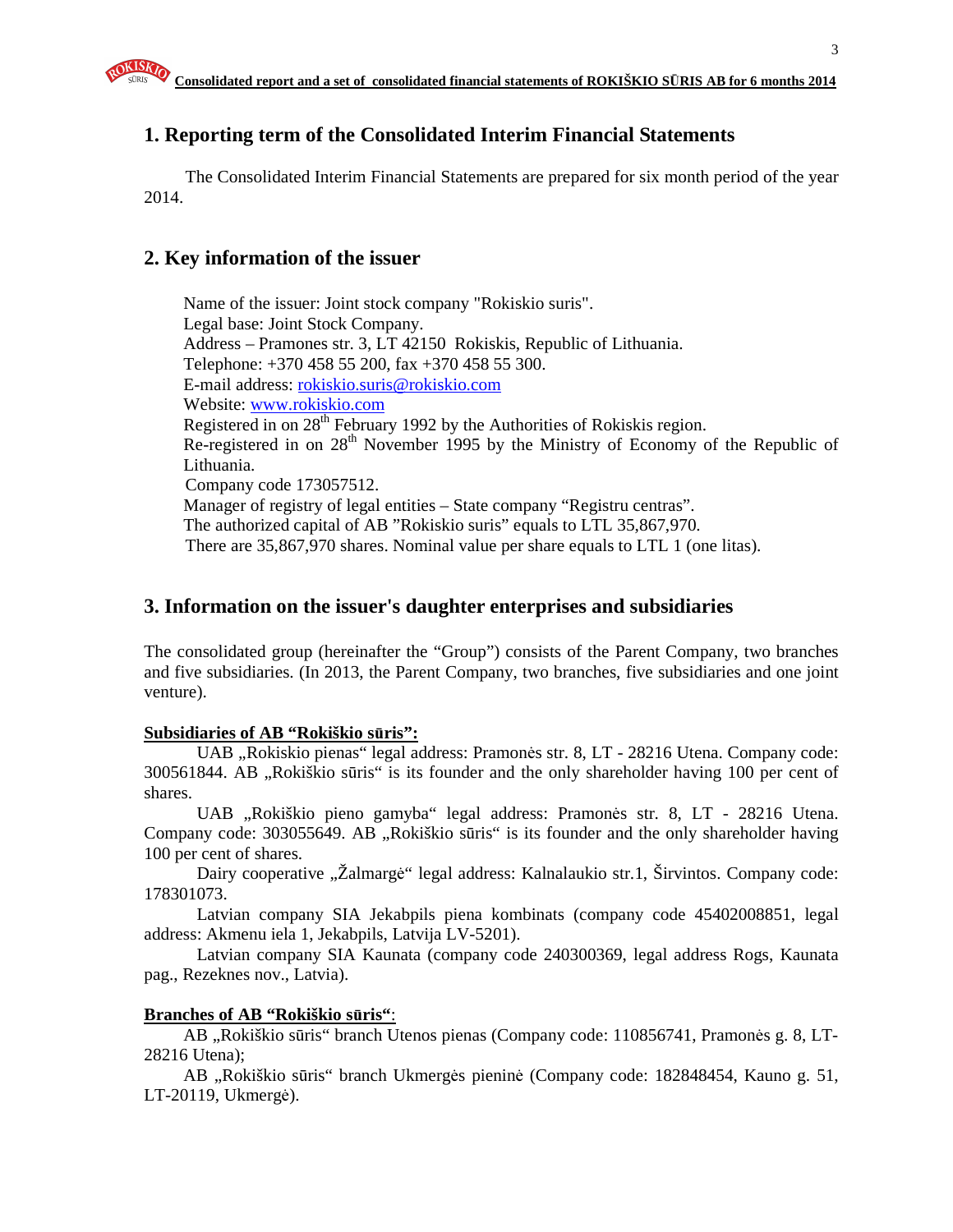## 1. Reporting term of the Consolidated Interim Financial Statements

The Consolidated Interim Financial Statements are prepared for six month period of the year 2014.

## 2. Key information of the issuer

Name of the issuer: Joint stock company "Rokiskio suris".
Legal base: Joint Stock Company.
Address – Pramones str. 3, LT 42150 Rokiskis, Republic of Lithuania.
Telephone: +370 458 55 200, fax +370 458 55 300.
E-mail address: rokiskio.suris@rokiskio.com
Website: www.rokiskio.com
Registered in on 28th February 1992 by the Authorities of Rokiskis region.
Re-registered in on 28th November 1995 by the Ministry of Economy of the Republic of Lithuania.
Company code 173057512.
Manager of registry of legal entities – State company "Registru centras".
The authorized capital of AB "Rokiskio suris" equals to LTL 35,867,970.
There are 35,867,970 shares. Nominal value per share equals to LTL 1 (one litas).

## 3. Information on the issuer's daughter enterprises and subsidiaries

The consolidated group (hereinafter the "Group") consists of the Parent Company, two branches and five subsidiaries. (In 2013, the Parent Company, two branches, five subsidiaries and one joint venture).

**Subsidiaries of AB "Rokiškio sūris":**

UAB „Rokiskio pienas" legal address: Pramonės str. 8, LT - 28216 Utena. Company code: 300561844. AB „Rokiškio sūris" is its founder and the only shareholder having 100 per cent of shares.

UAB „Rokiškio pieno gamyba" legal address: Pramonės str. 8, LT - 28216 Utena. Company code: 303055649. AB „Rokiškio sūris" is its founder and the only shareholder having 100 per cent of shares.

Dairy cooperative „Žalmargė" legal address: Kalnalaukio str.1, Širvintos. Company code: 178301073.

Latvian company SIA Jekabpils piena kombinats (company code 45402008851, legal address: Akmenu iela 1, Jekabpils, Latvija LV-5201).

Latvian company SIA Kaunata (company code 240300369, legal address Rogs, Kaunata pag., Rezeknes nov., Latvia).

**Branches of AB "Rokiškio sūris"**:

AB „Rokiškio sūris" branch Utenos pienas (Company code: 110856741, Pramonės g. 8, LT-28216 Utena);

AB „Rokiškio sūris" branch Ukmergės pieninė (Company code: 182848454, Kauno g. 51, LT-20119, Ukmergė).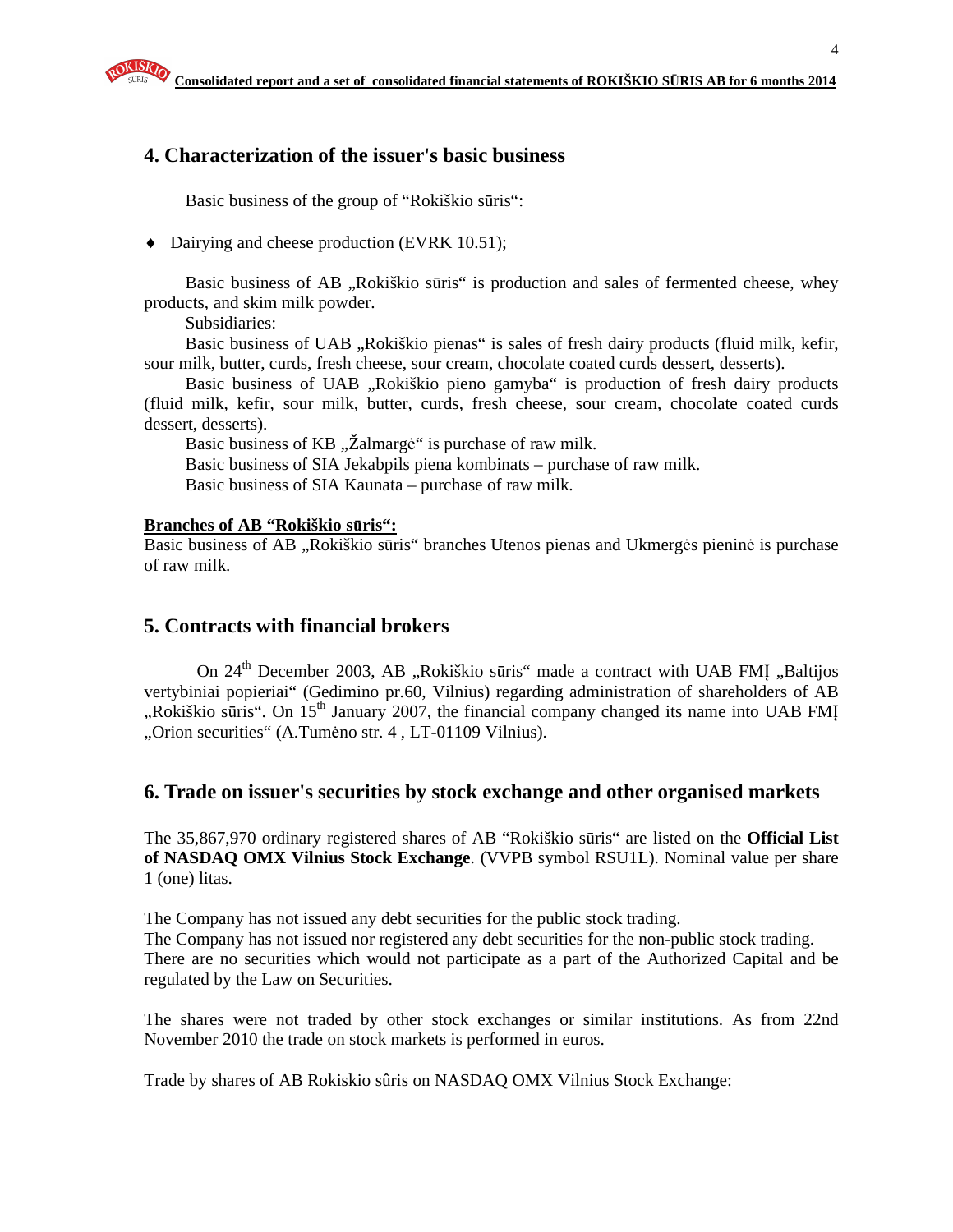## 4. Characterization of the issuer's basic business

Basic business of the group of "Rokiškio sūris":

- Dairying and cheese production (EVRK 10.51);

Basic business of AB „Rokiškio sūris" is production and sales of fermented cheese, whey products, and skim milk powder.

Subsidiaries:

Basic business of UAB „Rokiškio pienas" is sales of fresh dairy products (fluid milk, kefir, sour milk, butter, curds, fresh cheese, sour cream, chocolate coated curds dessert, desserts).

Basic business of UAB „Rokiškio pieno gamyba" is production of fresh dairy products (fluid milk, kefir, sour milk, butter, curds, fresh cheese, sour cream, chocolate coated curds dessert, desserts).

Basic business of KB „Žalmargė" is purchase of raw milk.

Basic business of SIA Jekabpils piena kombinats – purchase of raw milk.

Basic business of SIA Kaunata – purchase of raw milk.

**Branches of AB "Rokiškio sūris":**

Basic business of AB „Rokiškio sūris" branches Utenos pienas and Ukmergės pieninė is purchase of raw milk.

## 5. Contracts with financial brokers

On 24th December 2003, AB „Rokiškio sūris" made a contract with UAB FMĮ „Baltijos vertybiniai popieriai" (Gedimino pr.60, Vilnius) regarding administration of shareholders of AB „Rokiškio sūris". On 15th January 2007, the financial company changed its name into UAB FMĮ „Orion securities" (A.Tumėno str. 4 , LT-01109 Vilnius).

## 6. Trade on issuer's securities by stock exchange and other organised markets

The 35,867,970 ordinary registered shares of AB "Rokiškio sūris" are listed on the **Official List of NASDAQ OMX Vilnius Stock Exchange**. (VVPB symbol RSU1L). Nominal value per share 1 (one) litas.

The Company has not issued any debt securities for the public stock trading.
The Company has not issued nor registered any debt securities for the non-public stock trading.
There are no securities which would not participate as a part of the Authorized Capital and be regulated by the Law on Securities.

The shares were not traded by other stock exchanges or similar institutions. As from 22nd November 2010 the trade on stock markets is performed in euros.

Trade by shares of AB Rokiskio sûris on NASDAQ OMX Vilnius Stock Exchange: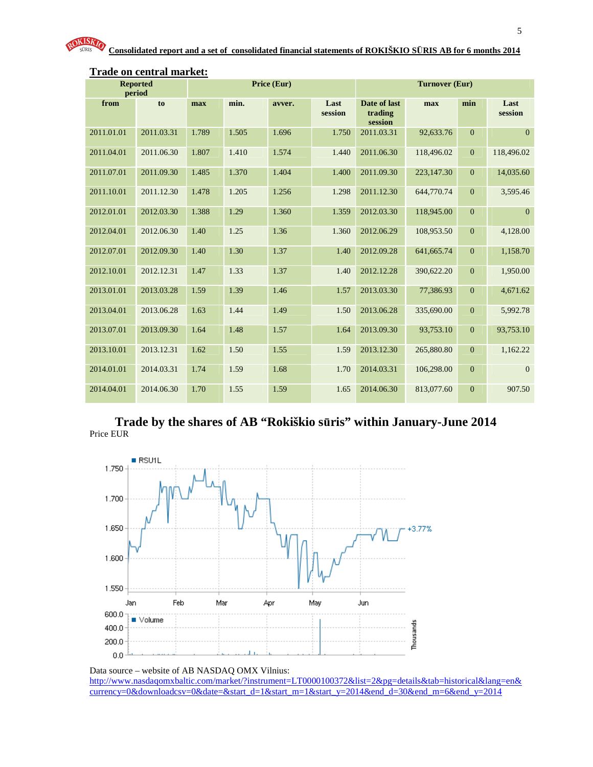## Trade on central market:

| Reported period | | Price (Eur) | | | | Turnover (Eur) | | | |
|---|---|---|---|---|---|---|---|---|---|
| from | to | max | min. | avver. | Last session | Date of last trading session | max | min | Last session |
| 2011.01.01 | 2011.03.31 | 1.789 | 1.505 | 1.696 | 1.750 | 2011.03.31 | 92,633.76 | 0 | 0 |
| 2011.04.01 | 2011.06.30 | 1.807 | 1.410 | 1.574 | 1.440 | 2011.06.30 | 118,496.02 | 0 | 118,496.02 |
| 2011.07.01 | 2011.09.30 | 1.485 | 1.370 | 1.404 | 1.400 | 2011.09.30 | 223,147.30 | 0 | 14,035.60 |
| 2011.10.01 | 2011.12.30 | 1.478 | 1.205 | 1.256 | 1.298 | 2011.12.30 | 644,770.74 | 0 | 3,595.46 |
| 2012.01.01 | 2012.03.30 | 1.388 | 1.29 | 1.360 | 1.359 | 2012.03.30 | 118,945.00 | 0 | 0 |
| 2012.04.01 | 2012.06.30 | 1.40 | 1.25 | 1.36 | 1.360 | 2012.06.29 | 108,953.50 | 0 | 4,128.00 |
| 2012.07.01 | 2012.09.30 | 1.40 | 1.30 | 1.37 | 1.40 | 2012.09.28 | 641,665.74 | 0 | 1,158.70 |
| 2012.10.01 | 2012.12.31 | 1.47 | 1.33 | 1.37 | 1.40 | 2012.12.28 | 390,622.20 | 0 | 1,950.00 |
| 2013.01.01 | 2013.03.28 | 1.59 | 1.39 | 1.46 | 1.57 | 2013.03.30 | 77,386.93 | 0 | 4,671.62 |
| 2013.04.01 | 2013.06.28 | 1.63 | 1.44 | 1.49 | 1.50 | 2013.06.28 | 335,690.00 | 0 | 5,992.78 |
| 2013.07.01 | 2013.09.30 | 1.64 | 1.48 | 1.57 | 1.64 | 2013.09.30 | 93,753.10 | 0 | 93,753.10 |
| 2013.10.01 | 2013.12.31 | 1.62 | 1.50 | 1.55 | 1.59 | 2013.12.30 | 265,880.80 | 0 | 1,162.22 |
| 2014.01.01 | 2014.03.31 | 1.74 | 1.59 | 1.68 | 1.70 | 2014.03.31 | 106,298.00 | 0 | 0 |
| 2014.04.01 | 2014.06.30 | 1.70 | 1.55 | 1.59 | 1.65 | 2014.06.30 | 813,077.60 | 0 | 907.50 |

## Trade by the shares of AB "Rokiškio sūris" within January-June 2014

Price EUR

Data source – website of AB NASDAQ OMX Vilnius:
http://www.nasdaqomxbaltic.com/market/?instrument=LT0000100372&list=2&pg=details&tab=historical&lang=en&currency=0&downloadcsv=0&date=&start_d=1&start_m=1&start_y=2014&end_d=30&end_m=6&end_y=2014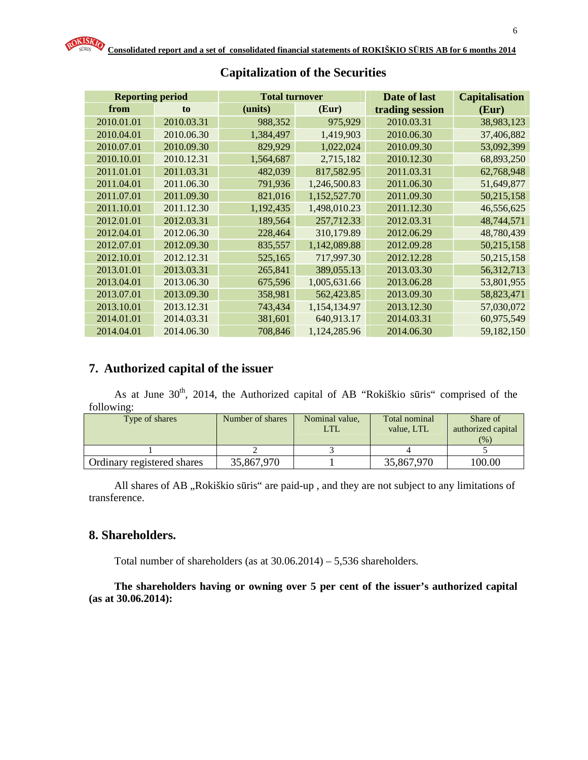## Capitalization of the Securities

| Reporting period | | Total turnover | | Date of last trading session | Capitalisation (Eur) |
|---|---|---|---|---|---|
| from | to | (units) | (Eur) | | |
| 2010.01.01 | 2010.03.31 | 988,352 | 975,929 | 2010.03.31 | 38,983,123 |
| 2010.04.01 | 2010.06.30 | 1,384,497 | 1,419,903 | 2010.06.30 | 37,406,882 |
| 2010.07.01 | 2010.09.30 | 829,929 | 1,022,024 | 2010.09.30 | 53,092,399 |
| 2010.10.01 | 2010.12.31 | 1,564,687 | 2,715,182 | 2010.12.30 | 68,893,250 |
| 2011.01.01 | 2011.03.31 | 482,039 | 817,582.95 | 2011.03.31 | 62,768,948 |
| 2011.04.01 | 2011.06.30 | 791,936 | 1,246,500.83 | 2011.06.30 | 51,649,877 |
| 2011.07.01 | 2011.09.30 | 821,016 | 1,152,527.70 | 2011.09.30 | 50,215,158 |
| 2011.10.01 | 2011.12.30 | 1,192,435 | 1,498,010.23 | 2011.12.30 | 46,556,625 |
| 2012.01.01 | 2012.03.31 | 189,564 | 257,712.33 | 2012.03.31 | 48,744,571 |
| 2012.04.01 | 2012.06.30 | 228,464 | 310,179.89 | 2012.06.29 | 48,780,439 |
| 2012.07.01 | 2012.09.30 | 835,557 | 1,142,089.88 | 2012.09.28 | 50,215,158 |
| 2012.10.01 | 2012.12.31 | 525,165 | 717,997.30 | 2012.12.28 | 50,215,158 |
| 2013.01.01 | 2013.03.31 | 265,841 | 389,055.13 | 2013.03.30 | 56,312,713 |
| 2013.04.01 | 2013.06.30 | 675,596 | 1,005,631.66 | 2013.06.28 | 53,801,955 |
| 2013.07.01 | 2013.09.30 | 358,981 | 562,423.85 | 2013.09.30 | 58,823,471 |
| 2013.10.01 | 2013.12.31 | 743,434 | 1,154,134.97 | 2013.12.30 | 57,030,072 |
| 2014.01.01 | 2014.03.31 | 381,601 | 640,913.17 | 2014.03.31 | 60,975,549 |
| 2014.04.01 | 2014.06.30 | 708,846 | 1,124,285.96 | 2014.06.30 | 59,182,150 |

## 7. Authorized capital of the issuer

As at June 30th, 2014, the Authorized capital of AB "Rokiškio sūris" comprised of the following:

| Type of shares | Number of shares | Nominal value, LTL | Total nominal value, LTL | Share of authorized capital (%) |
|---|---|---|---|---|
| 1 | 2 | 3 | 4 | 5 |
| Ordinary registered shares | 35,867,970 | 1 | 35,867,970 | 100.00 |

All shares of AB „Rokiškio sūris" are paid-up , and they are not subject to any limitations of transference.

## 8. Shareholders.

Total number of shareholders (as at 30.06.2014) – 5,536 shareholders.

**The shareholders having or owning over 5 per cent of the issuer's authorized capital (as at 30.06.2014):**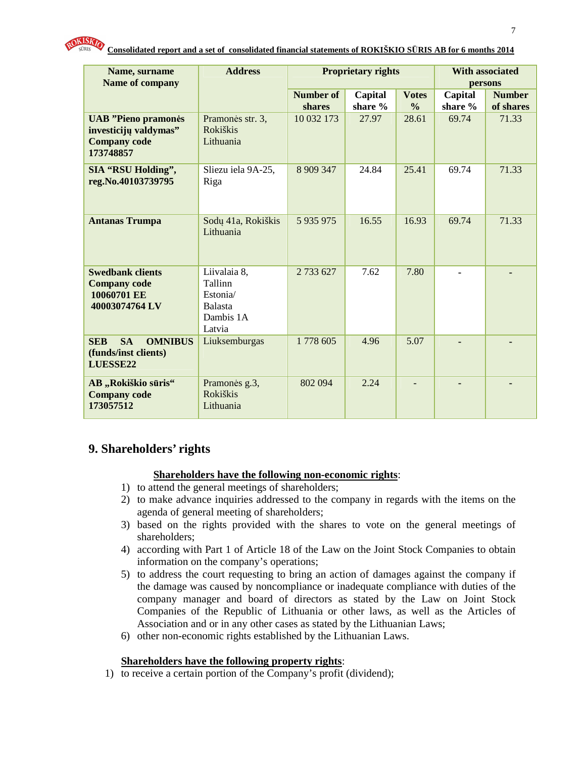| Name, surname Name of company | Address | Proprietary rights | | | With associated persons | |
|---|---|---|---|---|---|---|
| | | Number of shares | Capital share % | Votes % | Capital share % | Number of shares |
| **UAB "Pieno pramonės investicijų valdymas" Company code 173748857** | Pramonės str. 3, Rokiškis Lithuania | 10 032 173 | 27.97 | 28.61 | 69.74 | 71.33 |
| **SIA "RSU Holding", reg.No.40103739795** | Sliezu iela 9A-25, Riga | 8 909 347 | 24.84 | 25.41 | 69.74 | 71.33 |
| **Antanas Trumpa** | Sodų 41a, Rokiškis Lithuania | 5 935 975 | 16.55 | 16.93 | 69.74 | 71.33 |
| **Swedbank clients Company code 10060701 EE 40003074764 LV** | Liivalaia 8, Tallinn Estonia/ Balasta Dambis 1A Latvia | 2 733 627 | 7.62 | 7.80 | - | - |
| **SEB SA OMNIBUS (funds/inst clients) LUESSE22** | Liuksemburgas | 1 778 605 | 4.96 | 5.07 | - | - |
| **AB „Rokiškio sūris" Company code 173057512** | Pramonės g.3, Rokiškis Lithuania | 802 094 | 2.24 | - | - | - |

## 9. Shareholders' rights

**Shareholders have the following non-economic rights**:

1) to attend the general meetings of shareholders;
2) to make advance inquiries addressed to the company in regards with the items on the agenda of general meeting of shareholders;
3) based on the rights provided with the shares to vote on the general meetings of shareholders;
4) according with Part 1 of Article 18 of the Law on the Joint Stock Companies to obtain information on the company's operations;
5) to address the court requesting to bring an action of damages against the company if the damage was caused by noncompliance or inadequate compliance with duties of the company manager and board of directors as stated by the Law on Joint Stock Companies of the Republic of Lithuania or other laws, as well as the Articles of Association and or in any other cases as stated by the Lithuanian Laws;
6) other non-economic rights established by the Lithuanian Laws.

**Shareholders have the following property rights**:

1) to receive a certain portion of the Company's profit (dividend);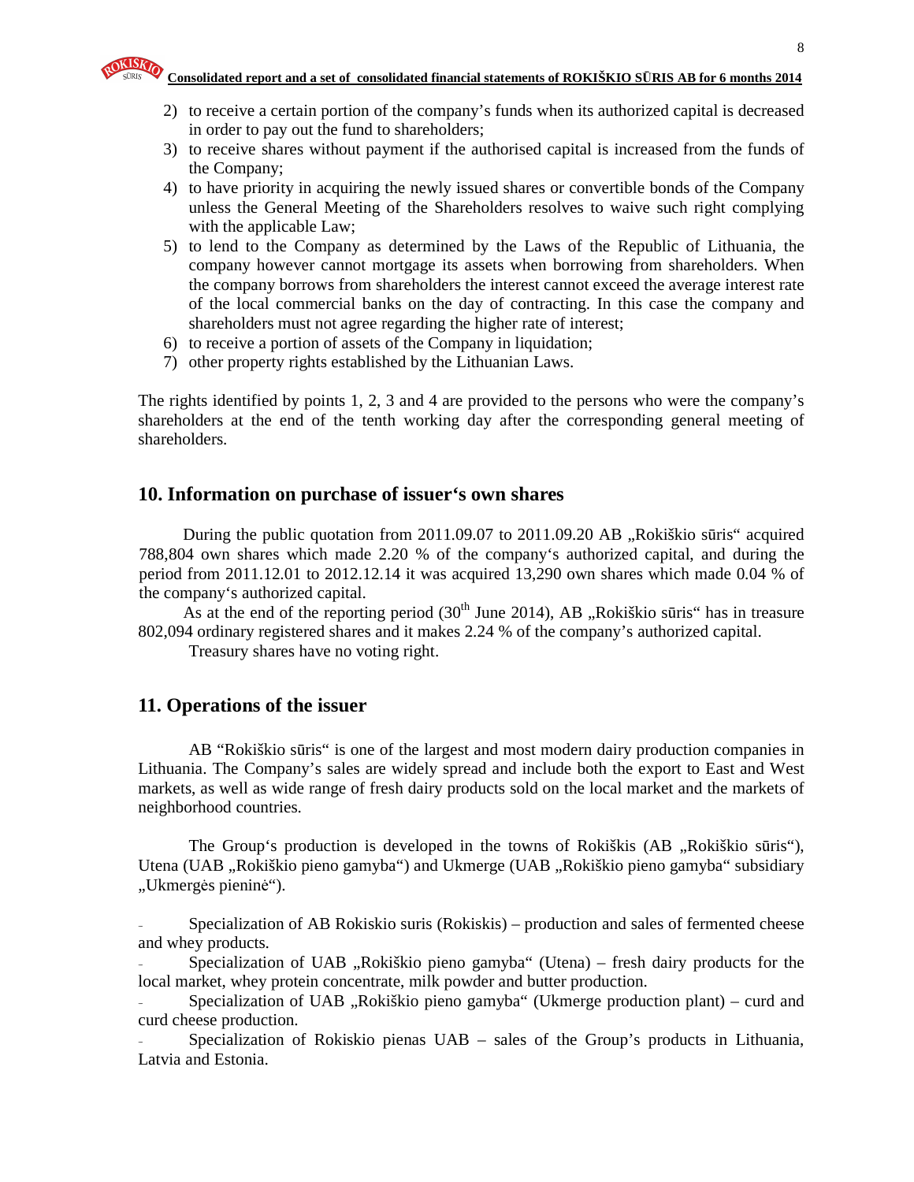2) to receive a certain portion of the company's funds when its authorized capital is decreased in order to pay out the fund to shareholders;
3) to receive shares without payment if the authorised capital is increased from the funds of the Company;
4) to have priority in acquiring the newly issued shares or convertible bonds of the Company unless the General Meeting of the Shareholders resolves to waive such right complying with the applicable Law;
5) to lend to the Company as determined by the Laws of the Republic of Lithuania, the company however cannot mortgage its assets when borrowing from shareholders. When the company borrows from shareholders the interest cannot exceed the average interest rate of the local commercial banks on the day of contracting. In this case the company and shareholders must not agree regarding the higher rate of interest;
6) to receive a portion of assets of the Company in liquidation;
7) other property rights established by the Lithuanian Laws.

The rights identified by points 1, 2, 3 and 4 are provided to the persons who were the company's shareholders at the end of the tenth working day after the corresponding general meeting of shareholders.

## 10. Information on purchase of issuer's own shares

During the public quotation from 2011.09.07 to 2011.09.20 AB „Rokiškio sūris" acquired 788,804 own shares which made 2.20 % of the company's authorized capital, and during the period from 2011.12.01 to 2012.12.14 it was acquired 13,290 own shares which made 0.04 % of the company's authorized capital.

As at the end of the reporting period (30th June 2014), AB „Rokiškio sūris" has in treasure 802,094 ordinary registered shares and it makes 2.24 % of the company's authorized capital.

Treasury shares have no voting right.

## 11. Operations of the issuer

AB "Rokiškio sūris" is one of the largest and most modern dairy production companies in Lithuania. The Company's sales are widely spread and include both the export to East and West markets, as well as wide range of fresh dairy products sold on the local market and the markets of neighborhood countries.

The Group's production is developed in the towns of Rokiškis (AB „Rokiškio sūris"), Utena (UAB „Rokiškio pieno gamyba") and Ukmerge (UAB „Rokiškio pieno gamyba" subsidiary „Ukmergės pieninė").

- Specialization of AB Rokiskio suris (Rokiskis) – production and sales of fermented cheese and whey products.
- Specialization of UAB „Rokiškio pieno gamyba" (Utena) – fresh dairy products for the local market, whey protein concentrate, milk powder and butter production.
- Specialization of UAB „Rokiškio pieno gamyba" (Ukmerge production plant) – curd and curd cheese production.
- Specialization of Rokiskio pienas UAB – sales of the Group's products in Lithuania, Latvia and Estonia.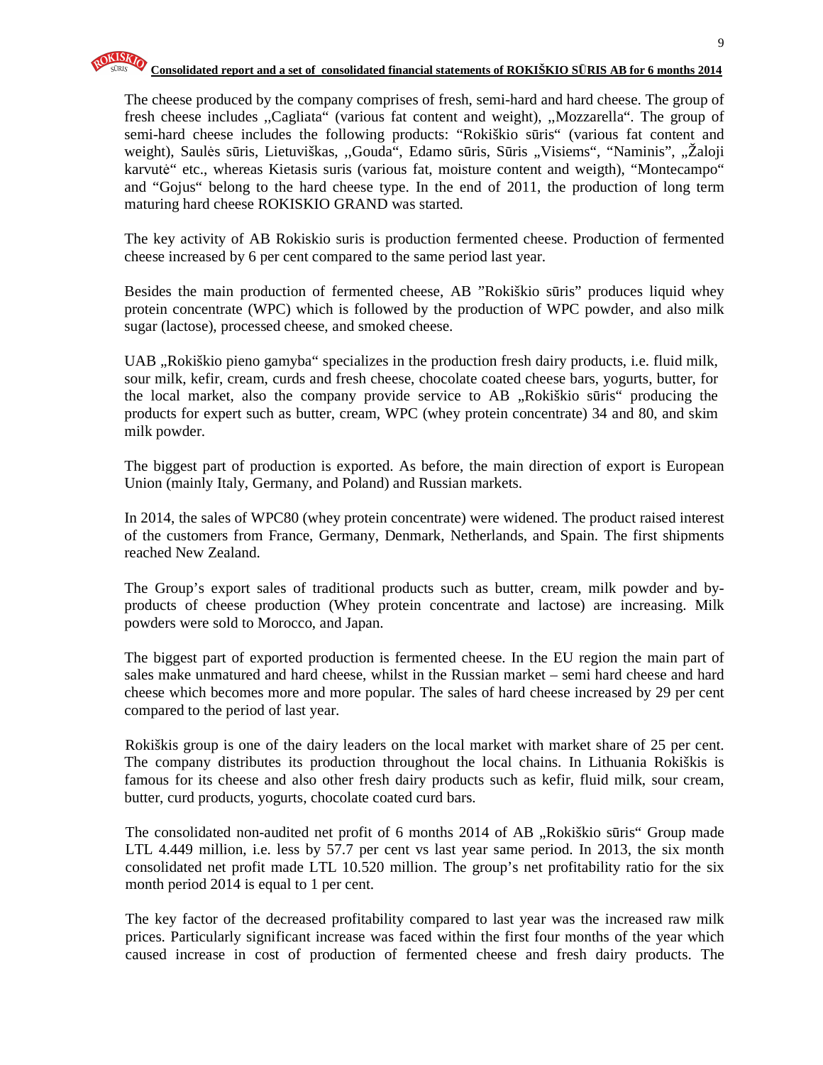The cheese produced by the company comprises of fresh, semi-hard and hard cheese. The group of fresh cheese includes ,,Cagliata" (various fat content and weight), ,,Mozzarella". The group of semi-hard cheese includes the following products: "Rokiškio sūris" (various fat content and weight), Saulės sūris, Lietuviškas, ,,Gouda", Edamo sūris, Sūris ,,Visiems", "Naminis", ,,Žaloji karvutė" etc., whereas Kietasis suris (various fat, moisture content and weigth), "Montecampo" and "Gojus" belong to the hard cheese type. In the end of 2011, the production of long term maturing hard cheese ROKISKIO GRAND was started.

The key activity of AB Rokiskio suris is production fermented cheese. Production of fermented cheese increased by 6 per cent compared to the same period last year.

Besides the main production of fermented cheese, AB "Rokiškio sūris" produces liquid whey protein concentrate (WPC) which is followed by the production of WPC powder, and also milk sugar (lactose), processed cheese, and smoked cheese.

UAB ,,Rokiškio pieno gamyba" specializes in the production fresh dairy products, i.e. fluid milk, sour milk, kefir, cream, curds and fresh cheese, chocolate coated cheese bars, yogurts, butter, for the local market, also the company provide service to AB ,,Rokiškio sūris" producing the products for expert such as butter, cream, WPC (whey protein concentrate) 34 and 80, and skim milk powder.

The biggest part of production is exported. As before, the main direction of export is European Union (mainly Italy, Germany, and Poland) and Russian markets.

In 2014, the sales of WPC80 (whey protein concentrate) were widened. The product raised interest of the customers from France, Germany, Denmark, Netherlands, and Spain. The first shipments reached New Zealand.

The Group's export sales of traditional products such as butter, cream, milk powder and by-products of cheese production (Whey protein concentrate and lactose) are increasing. Milk powders were sold to Morocco, and Japan.

The biggest part of exported production is fermented cheese. In the EU region the main part of sales make unmatured and hard cheese, whilst in the Russian market – semi hard cheese and hard cheese which becomes more and more popular. The sales of hard cheese increased by 29 per cent compared to the period of last year.

Rokiškis group is one of the dairy leaders on the local market with market share of 25 per cent. The company distributes its production throughout the local chains. In Lithuania Rokiškis is famous for its cheese and also other fresh dairy products such as kefir, fluid milk, sour cream, butter, curd products, yogurts, chocolate coated curd bars.

The consolidated non-audited net profit of 6 months 2014 of AB ,,Rokiškio sūris" Group made LTL 4.449 million, i.e. less by 57.7 per cent vs last year same period. In 2013, the six month consolidated net profit made LTL 10.520 million. The group's net profitability ratio for the six month period 2014 is equal to 1 per cent.

The key factor of the decreased profitability compared to last year was the increased raw milk prices. Particularly significant increase was faced within the first four months of the year which caused increase in cost of production of fermented cheese and fresh dairy products. The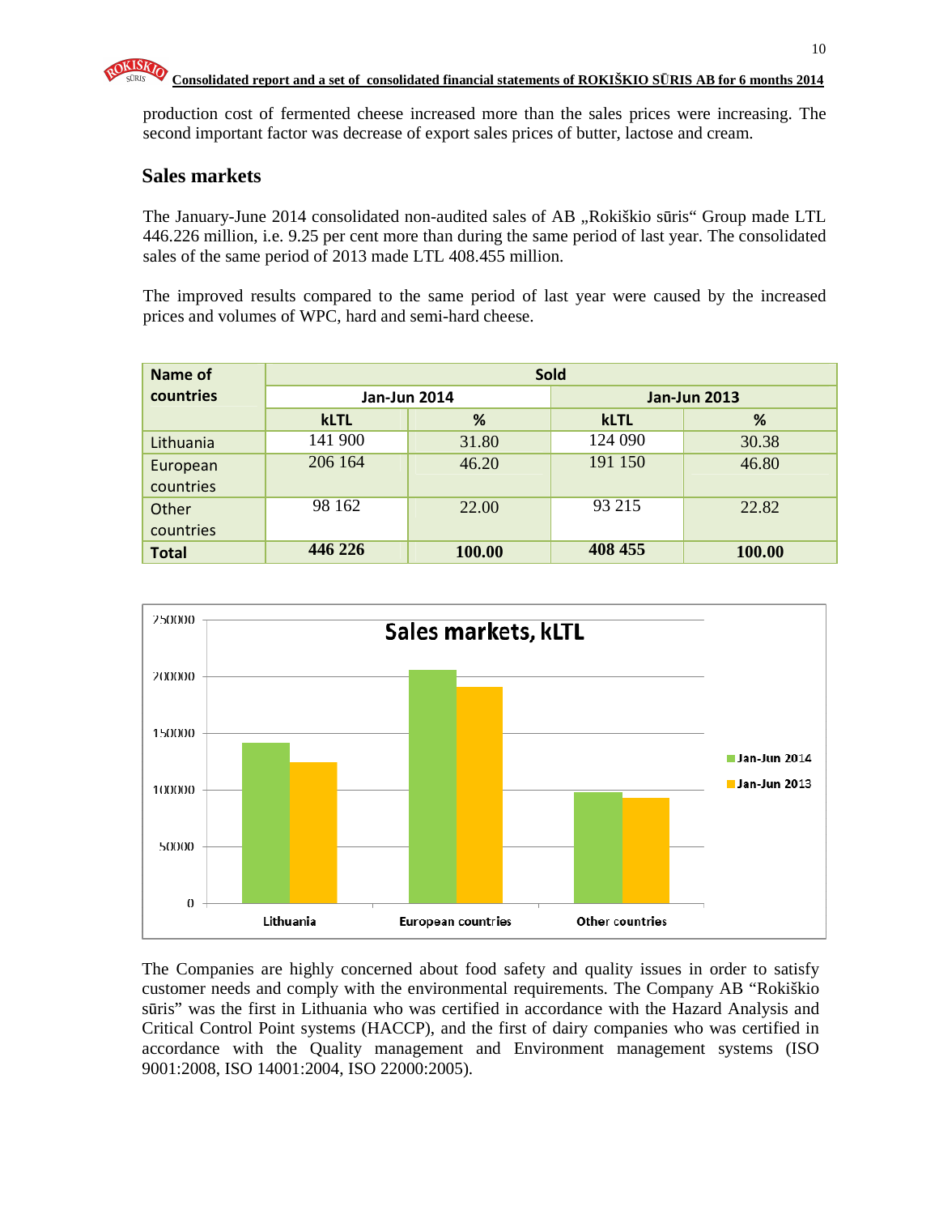production cost of fermented cheese increased more than the sales prices were increasing. The second important factor was decrease of export sales prices of butter, lactose and cream.

## Sales markets

The January-June 2014 consolidated non-audited sales of AB „Rokiškio sūris" Group made LTL 446.226 million, i.e. 9.25 per cent more than during the same period of last year. The consolidated sales of the same period of 2013 made LTL 408.455 million.

The improved results compared to the same period of last year were caused by the increased prices and volumes of WPC, hard and semi-hard cheese.

| Name of countries | Sold | | | |
|---|---|---|---|---|
| | Jan-Jun 2014 | | Jan-Jun 2013 | |
| | kLTL | % | kLTL | % |
| Lithuania | 141 900 | 31.80 | 124 090 | 30.38 |
| European countries | 206 164 | 46.20 | 191 150 | 46.80 |
| Other countries | 98 162 | 22.00 | 93 215 | 22.82 |
| **Total** | **446 226** | **100.00** | **408 455** | **100.00** |

The Companies are highly concerned about food safety and quality issues in order to satisfy customer needs and comply with the environmental requirements. The Company AB "Rokiškio sūris" was the first in Lithuania who was certified in accordance with the Hazard Analysis and Critical Control Point systems (HACCP), and the first of dairy companies who was certified in accordance with the Quality management and Environment management systems (ISO 9001:2008, ISO 14001:2004, ISO 22000:2005).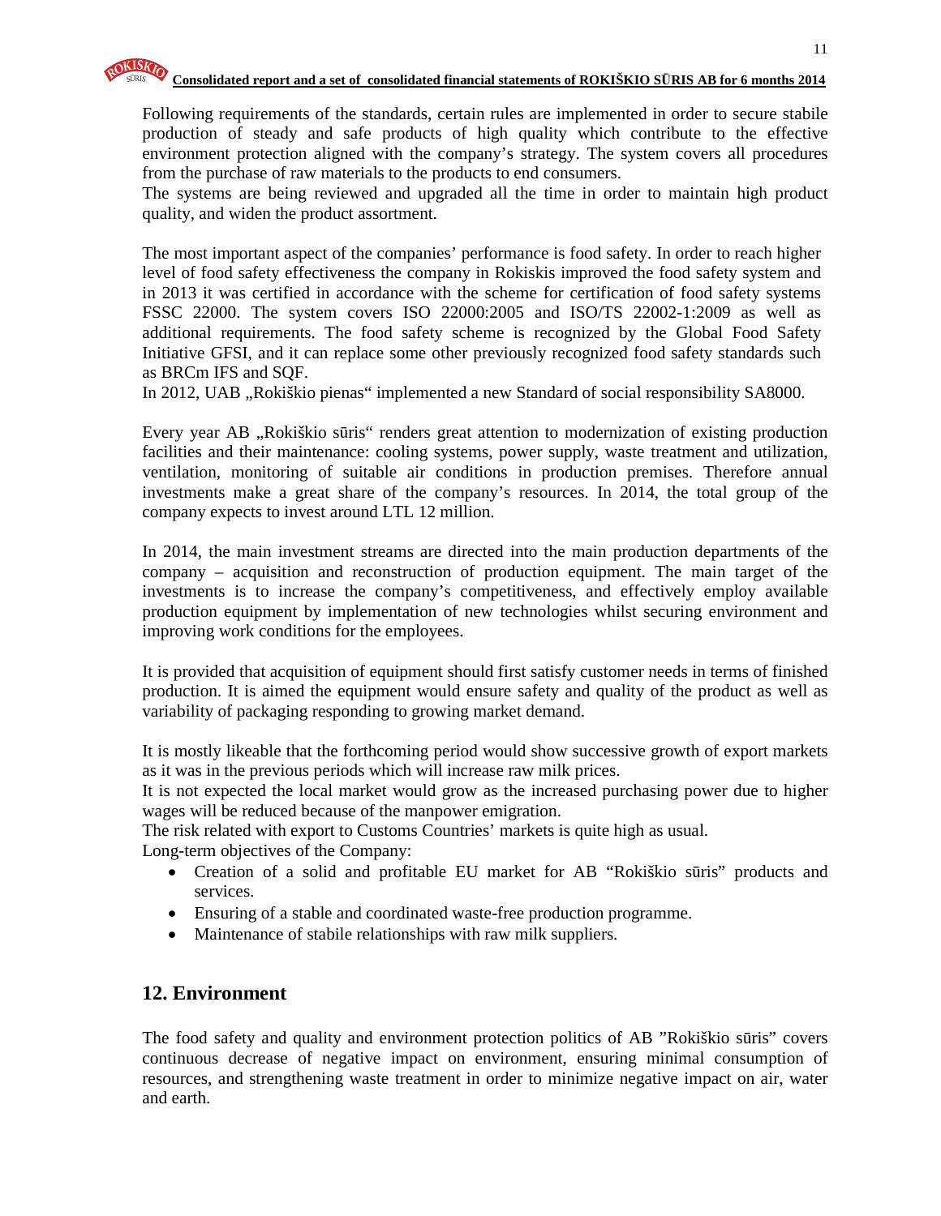Following requirements of the standards, certain rules are implemented in order to secure stabile production of steady and safe products of high quality which contribute to the effective environment protection aligned with the company's strategy. The system covers all procedures from the purchase of raw materials to the products to end consumers.
The systems are being reviewed and upgraded all the time in order to maintain high product quality, and widen the product assortment.

The most important aspect of the companies' performance is food safety. In order to reach higher level of food safety effectiveness the company in Rokiskis improved the food safety system and in 2013 it was certified in accordance with the scheme for certification of food safety systems FSSC 22000. The system covers ISO 22000:2005 and ISO/TS 22002-1:2009 as well as additional requirements. The food safety scheme is recognized by the Global Food Safety Initiative GFSI, and it can replace some other previously recognized food safety standards such as BRCm IFS and SQF.
In 2012, UAB „Rokiškio pienas" implemented a new Standard of social responsibility SA8000.

Every year AB „Rokiškio sūris" renders great attention to modernization of existing production facilities and their maintenance: cooling systems, power supply, waste treatment and utilization, ventilation, monitoring of suitable air conditions in production premises. Therefore annual investments make a great share of the company's resources. In 2014, the total group of the company expects to invest around LTL 12 million.

In 2014, the main investment streams are directed into the main production departments of the company – acquisition and reconstruction of production equipment. The main target of the investments is to increase the company's competitiveness, and effectively employ available production equipment by implementation of new technologies whilst securing environment and improving work conditions for the employees.

It is provided that acquisition of equipment should first satisfy customer needs in terms of finished production. It is aimed the equipment would ensure safety and quality of the product as well as variability of packaging responding to growing market demand.

It is mostly likeable that the forthcoming period would show successive growth of export markets as it was in the previous periods which will increase raw milk prices.
It is not expected the local market would grow as the increased purchasing power due to higher wages will be reduced because of the manpower emigration.
The risk related with export to Customs Countries' markets is quite high as usual.
Long-term objectives of the Company:

- Creation of a solid and profitable EU market for AB "Rokiškio sūris" products and services.
- Ensuring of a stable and coordinated waste-free production programme.
- Maintenance of stabile relationships with raw milk suppliers.

## 12. Environment

The food safety and quality and environment protection politics of AB "Rokiškio sūris" covers continuous decrease of negative impact on environment, ensuring minimal consumption of resources, and strengthening waste treatment in order to minimize negative impact on air, water and earth.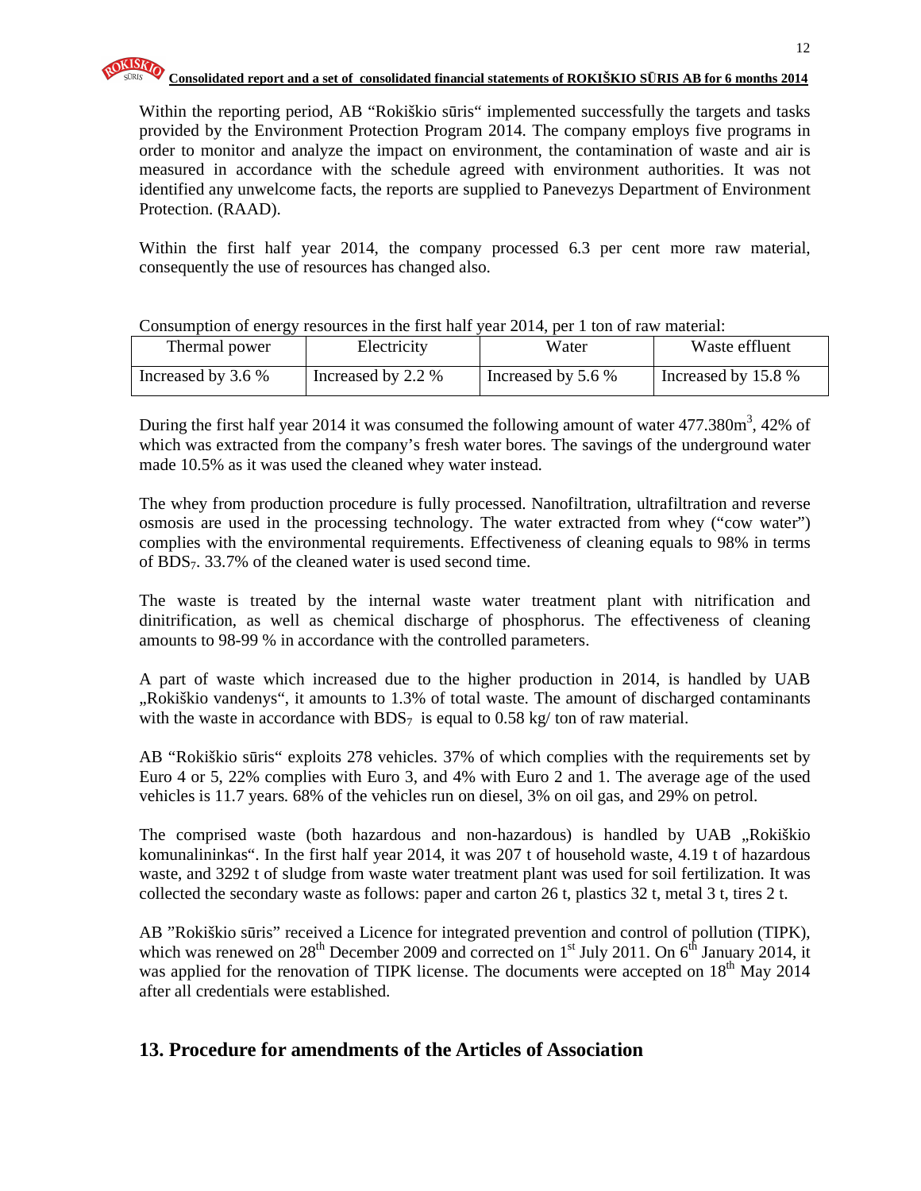Within the reporting period, AB "Rokiškio sūris" implemented successfully the targets and tasks provided by the Environment Protection Program 2014. The company employs five programs in order to monitor and analyze the impact on environment, the contamination of waste and air is measured in accordance with the schedule agreed with environment authorities. It was not identified any unwelcome facts, the reports are supplied to Panevezys Department of Environment Protection. (RAAD).

Within the first half year 2014, the company processed 6.3 per cent more raw material, consequently the use of resources has changed also.

Consumption of energy resources in the first half year 2014, per 1 ton of raw material:

| Thermal power | Electricity | Water | Waste effluent |
|---|---|---|---|
| Increased by 3.6 % | Increased by 2.2 % | Increased by 5.6 % | Increased by 15.8 % |

During the first half year 2014 it was consumed the following amount of water 477.380m$^3$, 42% of which was extracted from the company's fresh water bores. The savings of the underground water made 10.5% as it was used the cleaned whey water instead.

The whey from production procedure is fully processed. Nanofiltration, ultrafiltration and reverse osmosis are used in the processing technology. The water extracted from whey ("cow water") complies with the environmental requirements. Effectiveness of cleaning equals to 98% in terms of $BDS_7$. 33.7% of the cleaned water is used second time.

The waste is treated by the internal waste water treatment plant with nitrification and dinitrification, as well as chemical discharge of phosphorus. The effectiveness of cleaning amounts to 98-99 % in accordance with the controlled parameters.

A part of waste which increased due to the higher production in 2014, is handled by UAB „Rokiškio vandenys", it amounts to 1.3% of total waste. The amount of discharged contaminants with the waste in accordance with $BDS_7$ is equal to 0.58 kg/ ton of raw material.

AB "Rokiškio sūris" exploits 278 vehicles. 37% of which complies with the requirements set by Euro 4 or 5, 22% complies with Euro 3, and 4% with Euro 2 and 1. The average age of the used vehicles is 11.7 years. 68% of the vehicles run on diesel, 3% on oil gas, and 29% on petrol.

The comprised waste (both hazardous and non-hazardous) is handled by UAB „Rokiškio komunalininkas". In the first half year 2014, it was 207 t of household waste, 4.19 t of hazardous waste, and 3292 t of sludge from waste water treatment plant was used for soil fertilization. It was collected the secondary waste as follows: paper and carton 26 t, plastics 32 t, metal 3 t, tires 2 t.

AB "Rokiškio sūris" received a Licence for integrated prevention and control of pollution (TIPK), which was renewed on 28th December 2009 and corrected on 1st July 2011. On 6th January 2014, it was applied for the renovation of TIPK license. The documents were accepted on 18th May 2014 after all credentials were established.

## 13. Procedure for amendments of the Articles of Association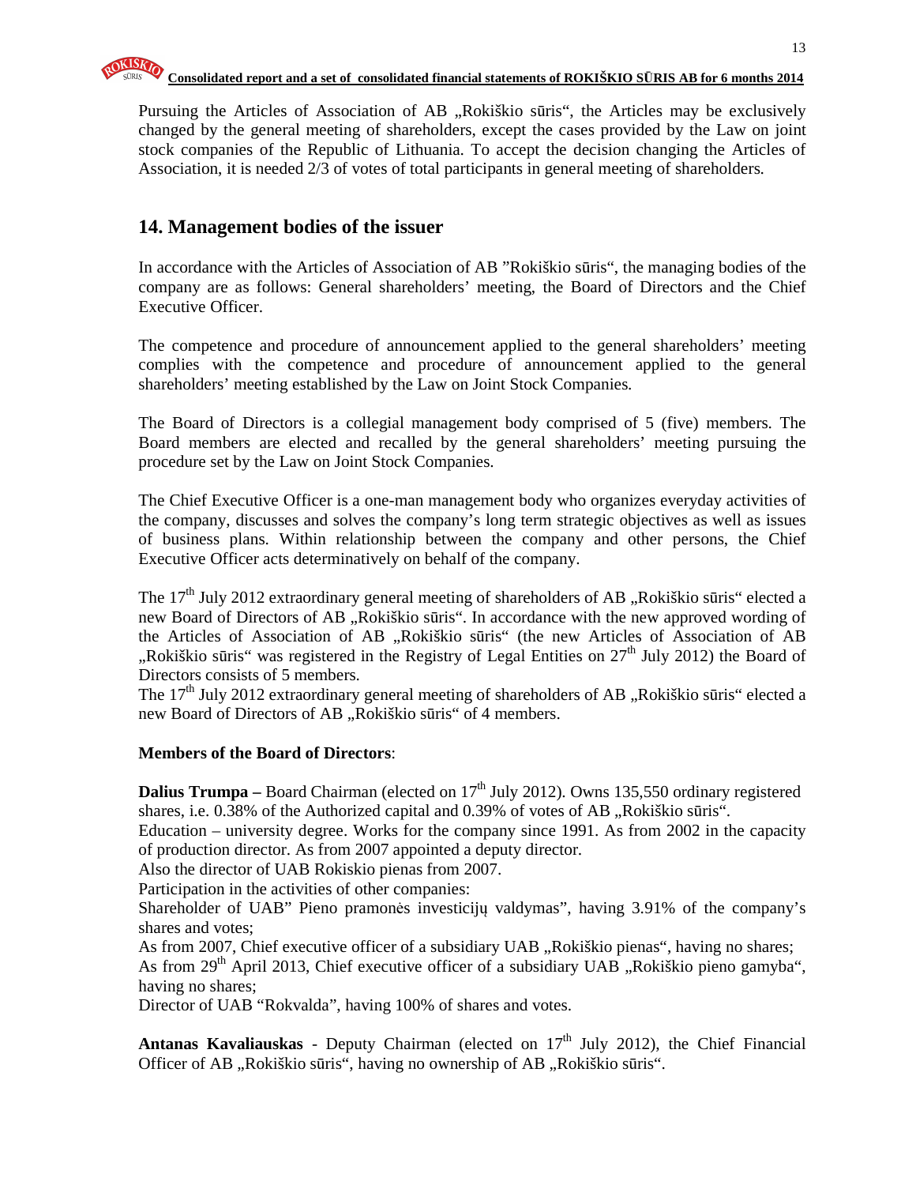Pursuing the Articles of Association of AB „Rokiškio sūris", the Articles may be exclusively changed by the general meeting of shareholders, except the cases provided by the Law on joint stock companies of the Republic of Lithuania. To accept the decision changing the Articles of Association, it is needed 2/3 of votes of total participants in general meeting of shareholders.

## 14. Management bodies of the issuer

In accordance with the Articles of Association of AB "Rokiškio sūris", the managing bodies of the company are as follows: General shareholders' meeting, the Board of Directors and the Chief Executive Officer.

The competence and procedure of announcement applied to the general shareholders' meeting complies with the competence and procedure of announcement applied to the general shareholders' meeting established by the Law on Joint Stock Companies.

The Board of Directors is a collegial management body comprised of 5 (five) members. The Board members are elected and recalled by the general shareholders' meeting pursuing the procedure set by the Law on Joint Stock Companies.

The Chief Executive Officer is a one-man management body who organizes everyday activities of the company, discusses and solves the company's long term strategic objectives as well as issues of business plans. Within relationship between the company and other persons, the Chief Executive Officer acts determinatively on behalf of the company.

The 17th July 2012 extraordinary general meeting of shareholders of AB „Rokiškio sūris" elected a new Board of Directors of AB „Rokiškio sūris". In accordance with the new approved wording of the Articles of Association of AB „Rokiškio sūris" (the new Articles of Association of AB „Rokiškio sūris" was registered in the Registry of Legal Entities on 27th July 2012) the Board of Directors consists of 5 members.
The 17th July 2012 extraordinary general meeting of shareholders of AB „Rokiškio sūris" elected a new Board of Directors of AB „Rokiškio sūris" of 4 members.

**Members of the Board of Directors**:

**Dalius Trumpa –** Board Chairman (elected on 17th July 2012). Owns 135,550 ordinary registered shares, i.e. 0.38% of the Authorized capital and 0.39% of votes of AB „Rokiškio sūris".
Education – university degree. Works for the company since 1991. As from 2002 in the capacity of production director. As from 2007 appointed a deputy director.
Also the director of UAB Rokiskio pienas from 2007.
Participation in the activities of other companies:
Shareholder of UAB" Pieno pramonės investicijų valdymas", having 3.91% of the company's shares and votes;
As from 2007, Chief executive officer of a subsidiary UAB „Rokiškio pienas", having no shares;
As from 29th April 2013, Chief executive officer of a subsidiary UAB „Rokiškio pieno gamyba", having no shares;
Director of UAB "Rokvalda", having 100% of shares and votes.

**Antanas Kavaliauskas** - Deputy Chairman (elected on 17th July 2012), the Chief Financial Officer of AB „Rokiškio sūris", having no ownership of AB „Rokiškio sūris".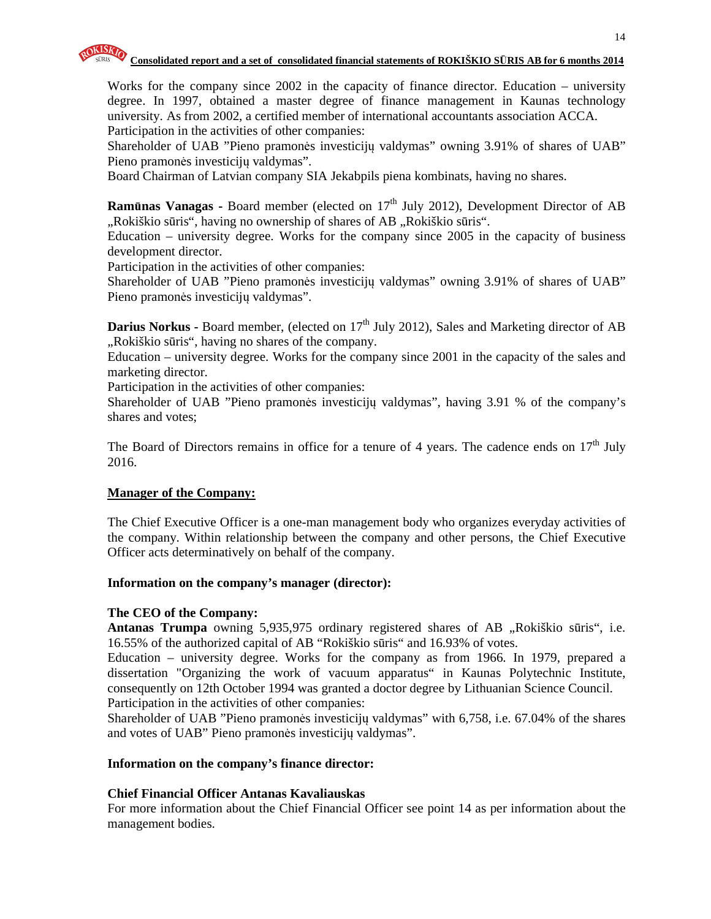Works for the company since 2002 in the capacity of finance director. Education – university degree. In 1997, obtained a master degree of finance management in Kaunas technology university. As from 2002, a certified member of international accountants association ACCA.
Participation in the activities of other companies:
Shareholder of UAB "Pieno pramonės investicijų valdymas" owning 3.91% of shares of UAB" Pieno pramonės investicijų valdymas".
Board Chairman of Latvian company SIA Jekabpils piena kombinats, having no shares.

**Ramūnas Vanagas -** Board member (elected on 17th July 2012), Development Director of AB „Rokiškio sūris", having no ownership of shares of AB „Rokiškio sūris".
Education – university degree. Works for the company since 2005 in the capacity of business development director.
Participation in the activities of other companies:
Shareholder of UAB "Pieno pramonės investicijų valdymas" owning 3.91% of shares of UAB" Pieno pramonės investicijų valdymas".

**Darius Norkus -** Board member, (elected on 17th July 2012), Sales and Marketing director of AB „Rokiškio sūris", having no shares of the company.
Education – university degree. Works for the company since 2001 in the capacity of the sales and marketing director.
Participation in the activities of other companies:
Shareholder of UAB "Pieno pramonės investicijų valdymas", having 3.91 % of the company's shares and votes;

The Board of Directors remains in office for a tenure of 4 years. The cadence ends on 17th July 2016.

**Manager of the Company:**

The Chief Executive Officer is a one-man management body who organizes everyday activities of the company. Within relationship between the company and other persons, the Chief Executive Officer acts determinatively on behalf of the company.

**Information on the company's manager (director):**

**The CEO of the Company:**
**Antanas Trumpa** owning 5,935,975 ordinary registered shares of AB „Rokiškio sūris", i.e. 16.55% of the authorized capital of AB "Rokiškio sūris" and 16.93% of votes.
Education – university degree. Works for the company as from 1966. In 1979, prepared a dissertation "Organizing the work of vacuum apparatus" in Kaunas Polytechnic Institute, consequently on 12th October 1994 was granted a doctor degree by Lithuanian Science Council.
Participation in the activities of other companies:
Shareholder of UAB "Pieno pramonės investicijų valdymas" with 6,758, i.e. 67.04% of the shares and votes of UAB" Pieno pramonės investicijų valdymas".

**Information on the company's finance director:**

**Chief Financial Officer Antanas Kavaliauskas**
For more information about the Chief Financial Officer see point 14 as per information about the management bodies.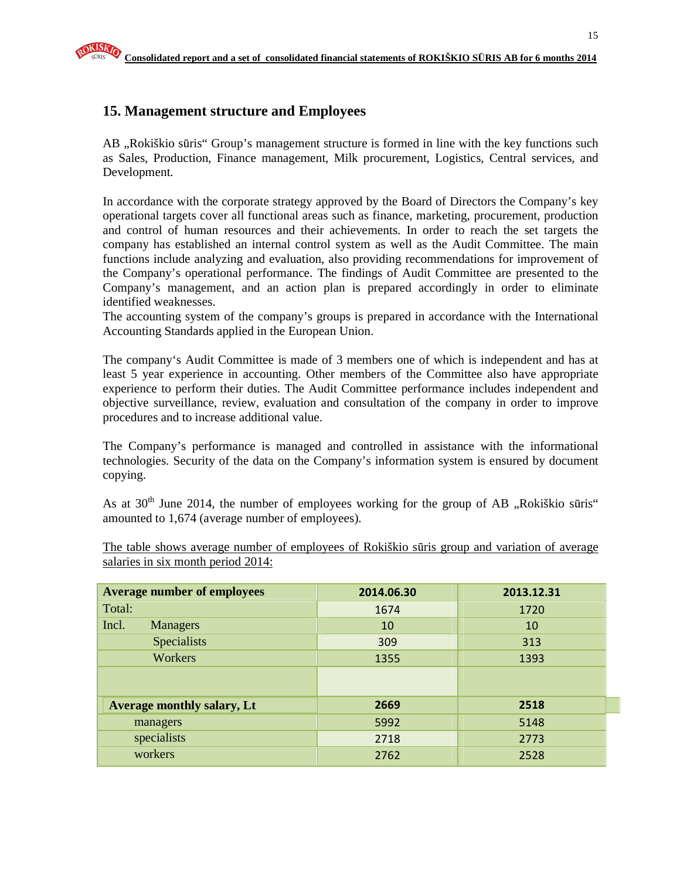## 15. Management structure and Employees

AB „Rokiškio sūris" Group's management structure is formed in line with the key functions such as Sales, Production, Finance management, Milk procurement, Logistics, Central services, and Development.

In accordance with the corporate strategy approved by the Board of Directors the Company's key operational targets cover all functional areas such as finance, marketing, procurement, production and control of human resources and their achievements. In order to reach the set targets the company has established an internal control system as well as the Audit Committee. The main functions include analyzing and evaluation, also providing recommendations for improvement of the Company's operational performance. The findings of Audit Committee are presented to the Company's management, and an action plan is prepared accordingly in order to eliminate identified weaknesses.
The accounting system of the company's groups is prepared in accordance with the International Accounting Standards applied in the European Union.

The company's Audit Committee is made of 3 members one of which is independent and has at least 5 year experience in accounting. Other members of the Committee also have appropriate experience to perform their duties. The Audit Committee performance includes independent and objective surveillance, review, evaluation and consultation of the company in order to improve procedures and to increase additional value.

The Company's performance is managed and controlled in assistance with the informational technologies. Security of the data on the Company's information system is ensured by document copying.

As at 30th June 2014, the number of employees working for the group of AB „Rokiškio sūris" amounted to 1,674 (average number of employees).

The table shows average number of employees of Rokiškio sūris group and variation of average salaries in six month period 2014:

| **Average number of employees** | **2014.06.30** | **2013.12.31** |
|---|---|---|
| Total: | 1674 | 1720 |
| Incl. Managers | 10 | 10 |
| Specialists | 309 | 313 |
| Workers | 1355 | 1393 |
| | | |
| **Average monthly salary, Lt** | **2669** | **2518** |
| managers | 5992 | 5148 |
| specialists | 2718 | 2773 |
| workers | 2762 | 2528 |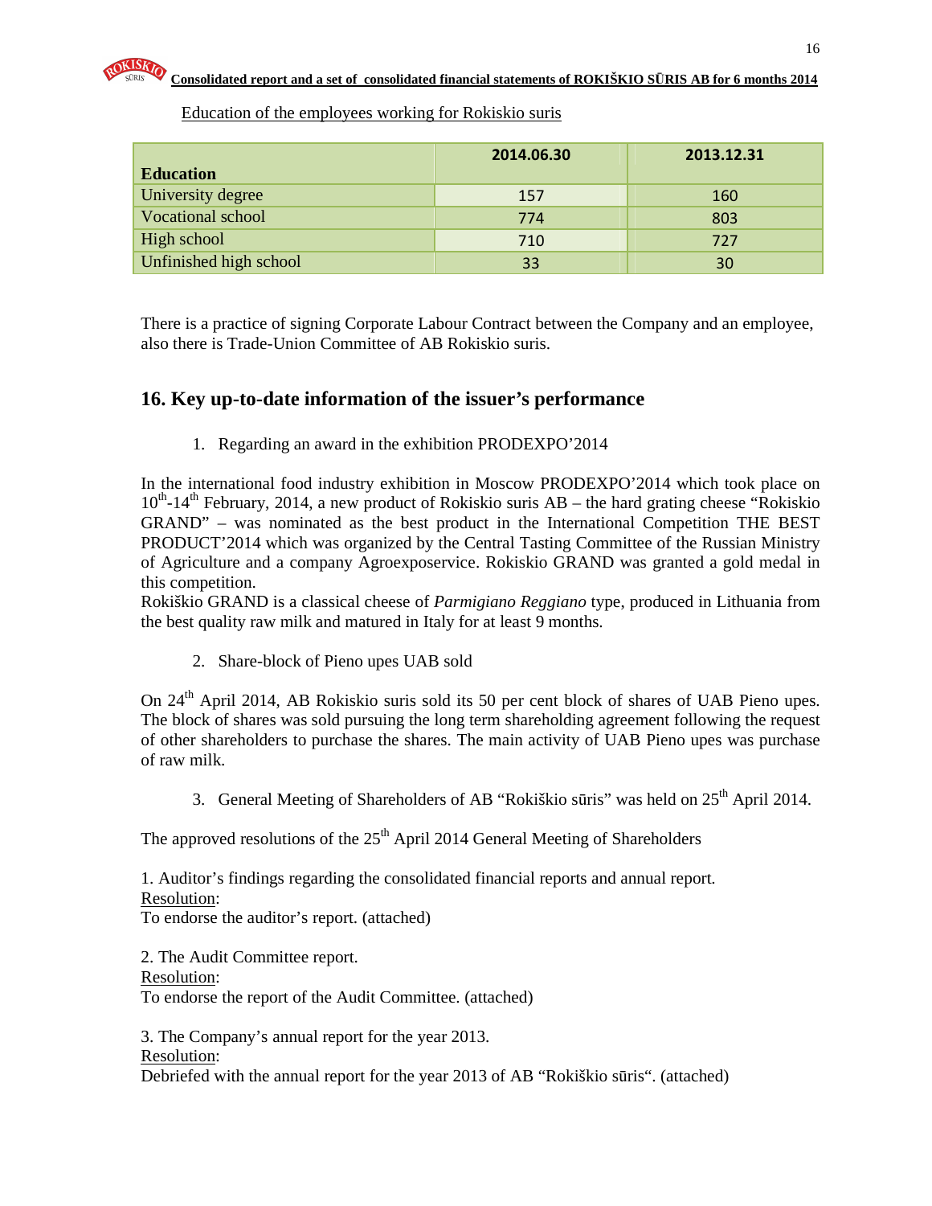Education of the employees working for Rokiskio suris

| Education | 2014.06.30 | 2013.12.31 |
|---|---|---|
| University degree | 157 | 160 |
| Vocational school | 774 | 803 |
| High school | 710 | 727 |
| Unfinished high school | 33 | 30 |

There is a practice of signing Corporate Labour Contract between the Company and an employee, also there is Trade-Union Committee of AB Rokiskio suris.

## 16. Key up-to-date information of the issuer's performance

1. Regarding an award in the exhibition PRODEXPO'2014

In the international food industry exhibition in Moscow PRODEXPO'2014 which took place on 10th-14th February, 2014, a new product of Rokiskio suris AB – the hard grating cheese "Rokiskio GRAND" – was nominated as the best product in the International Competition THE BEST PRODUCT'2014 which was organized by the Central Tasting Committee of the Russian Ministry of Agriculture and a company Agroexposervice. Rokiskio GRAND was granted a gold medal in this competition.

Rokiškio GRAND is a classical cheese of *Parmigiano Reggiano* type, produced in Lithuania from the best quality raw milk and matured in Italy for at least 9 months.

2. Share-block of Pieno upes UAB sold

On 24th April 2014, AB Rokiskio suris sold its 50 per cent block of shares of UAB Pieno upes. The block of shares was sold pursuing the long term shareholding agreement following the request of other shareholders to purchase the shares. The main activity of UAB Pieno upes was purchase of raw milk.

3. General Meeting of Shareholders of AB "Rokiškio sūris" was held on 25th April 2014.

The approved resolutions of the 25th April 2014 General Meeting of Shareholders

1. Auditor's findings regarding the consolidated financial reports and annual report.
Resolution:
To endorse the auditor's report. (attached)

2. The Audit Committee report.
Resolution:
To endorse the report of the Audit Committee. (attached)

3. The Company's annual report for the year 2013.
Resolution:
Debriefed with the annual report for the year 2013 of AB "Rokiškio sūris". (attached)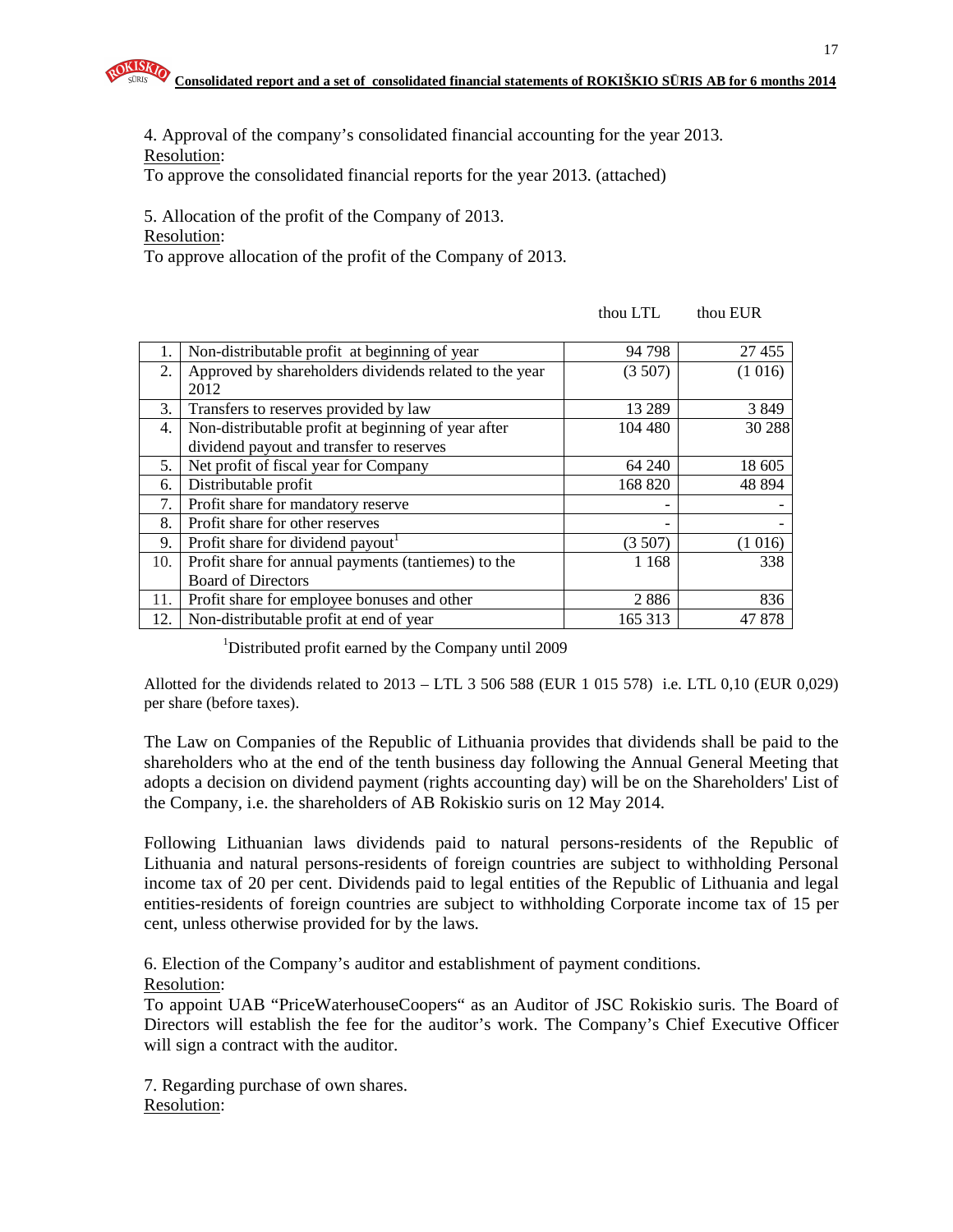4. Approval of the company's consolidated financial accounting for the year 2013.
Resolution:
To approve the consolidated financial reports for the year 2013. (attached)

5. Allocation of the profit of the Company of 2013.
Resolution:
To approve allocation of the profit of the Company of 2013.

| | | thou LTL | thou EUR |
|---|---|---|---|
| 1. | Non-distributable profit at beginning of year | 94 798 | 27 455 |
| 2. | Approved by shareholders dividends related to the year 2012 | (3 507) | (1 016) |
| 3. | Transfers to reserves provided by law | 13 289 | 3 849 |
| 4. | Non-distributable profit at beginning of year after dividend payout and transfer to reserves | 104 480 | 30 288 |
| 5. | Net profit of fiscal year for Company | 64 240 | 18 605 |
| 6. | Distributable profit | 168 820 | 48 894 |
| 7. | Profit share for mandatory reserve | - | - |
| 8. | Profit share for other reserves | - | - |
| 9. | Profit share for dividend payout[1] | (3 507) | (1 016) |
| 10. | Profit share for annual payments (tantiemes) to the Board of Directors | 1 168 | 338 |
| 11. | Profit share for employee bonuses and other | 2 886 | 836 |
| 12. | Non-distributable profit at end of year | 165 313 | 47 878 |

[1]Distributed profit earned by the Company until 2009

Allotted for the dividends related to 2013 – LTL 3 506 588 (EUR 1 015 578) i.e. LTL 0,10 (EUR 0,029) per share (before taxes).

The Law on Companies of the Republic of Lithuania provides that dividends shall be paid to the shareholders who at the end of the tenth business day following the Annual General Meeting that adopts a decision on dividend payment (rights accounting day) will be on the Shareholders' List of the Company, i.e. the shareholders of AB Rokiskio suris on 12 May 2014.

Following Lithuanian laws dividends paid to natural persons-residents of the Republic of Lithuania and natural persons-residents of foreign countries are subject to withholding Personal income tax of 20 per cent. Dividends paid to legal entities of the Republic of Lithuania and legal entities-residents of foreign countries are subject to withholding Corporate income tax of 15 per cent, unless otherwise provided for by the laws.

6. Election of the Company's auditor and establishment of payment conditions.
Resolution:
To appoint UAB "PriceWaterhouseCoopers" as an Auditor of JSC Rokiskio suris. The Board of Directors will establish the fee for the auditor's work. The Company's Chief Executive Officer will sign a contract with the auditor.

7. Regarding purchase of own shares.
Resolution: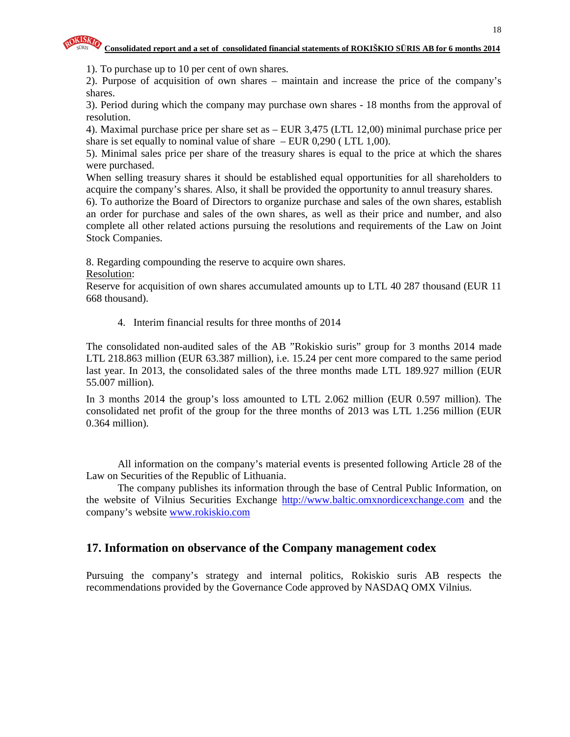1). To purchase up to 10 per cent of own shares.
2). Purpose of acquisition of own shares – maintain and increase the price of the company's shares.
3). Period during which the company may purchase own shares - 18 months from the approval of resolution.
4). Maximal purchase price per share set as – EUR 3,475 (LTL 12,00) minimal purchase price per share is set equally to nominal value of share – EUR 0,290 ( LTL 1,00).
5). Minimal sales price per share of the treasury shares is equal to the price at which the shares were purchased.
When selling treasury shares it should be established equal opportunities for all shareholders to acquire the company's shares. Also, it shall be provided the opportunity to annul treasury shares.
6). To authorize the Board of Directors to organize purchase and sales of the own shares, establish an order for purchase and sales of the own shares, as well as their price and number, and also complete all other related actions pursuing the resolutions and requirements of the Law on Joint Stock Companies.

8. Regarding compounding the reserve to acquire own shares.
Resolution:
Reserve for acquisition of own shares accumulated amounts up to LTL 40 287 thousand (EUR 11 668 thousand).

4. Interim financial results for three months of 2014

The consolidated non-audited sales of the AB "Rokiskio suris" group for 3 months 2014 made LTL 218.863 million (EUR 63.387 million), i.e. 15.24 per cent more compared to the same period last year. In 2013, the consolidated sales of the three months made LTL 189.927 million (EUR 55.007 million).

In 3 months 2014 the group's loss amounted to LTL 2.062 million (EUR 0.597 million). The consolidated net profit of the group for the three months of 2013 was LTL 1.256 million (EUR 0.364 million).

All information on the company's material events is presented following Article 28 of the Law on Securities of the Republic of Lithuania.
The company publishes its information through the base of Central Public Information, on the website of Vilnius Securities Exchange http://www.baltic.omxnordicexchange.com and the company's website www.rokiskio.com

## 17. Information on observance of the Company management codex

Pursuing the company's strategy and internal politics, Rokiskio suris AB respects the recommendations provided by the Governance Code approved by NASDAQ OMX Vilnius.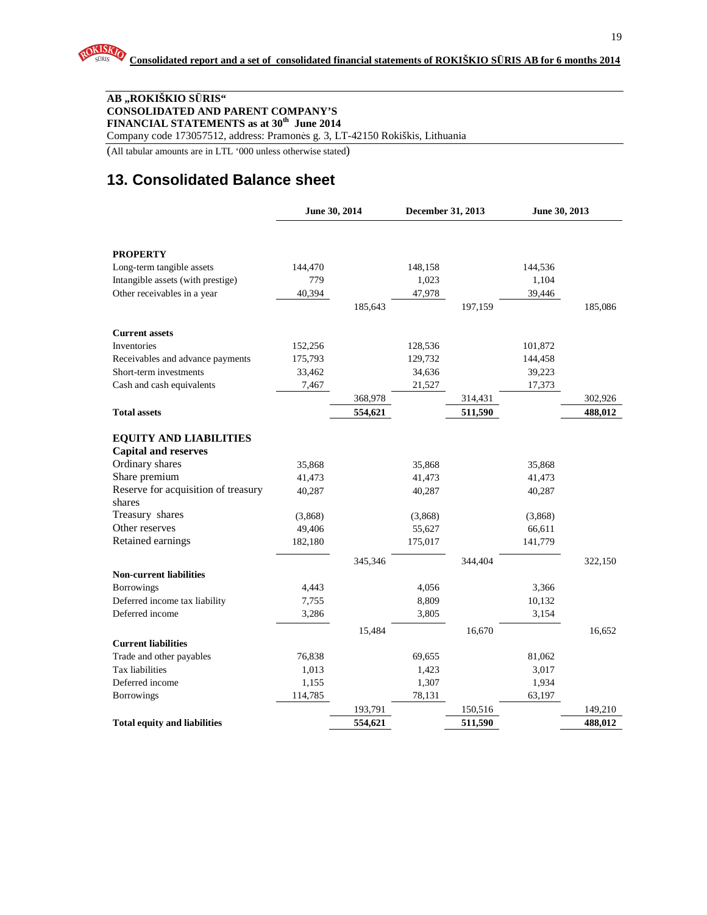**AB „ROKIŠKIO SŪRIS“**
**CONSOLIDATED AND PARENT COMPANY'S**
**FINANCIAL STATEMENTS as at 30th June 2014**
Company code 173057512, address: Pramonės g. 3, LT-42150 Rokiškis, Lithuania

(All tabular amounts are in LTL '000 unless otherwise stated)

## 13. Consolidated Balance sheet

| | June 30, 2014 | | December 31, 2013 | | June 30, 2013 | |
|---|---|---|---|---|---|---|
| **PROPERTY** | | | | | | |
| Long-term tangible assets | 144,470 | | 148,158 | | 144,536 | |
| Intangible assets (with prestige) | 779 | | 1,023 | | 1,104 | |
| Other receivables in a year | 40,394 | | 47,978 | | 39,446 | |
| | | 185,643 | | 197,159 | | 185,086 |
| **Current assets** | | | | | | |
| Inventories | 152,256 | | 128,536 | | 101,872 | |
| Receivables and advance payments | 175,793 | | 129,732 | | 144,458 | |
| Short-term investments | 33,462 | | 34,636 | | 39,223 | |
| Cash and cash equivalents | 7,467 | | 21,527 | | 17,373 | |
| | | 368,978 | | 314,431 | | 302,926 |
| **Total assets** | | **554,621** | | **511,590** | | **488,012** |
| **EQUITY AND LIABILITIES** | | | | | | |
| **Capital and reserves** | | | | | | |
| Ordinary shares | 35,868 | | 35,868 | | 35,868 | |
| Share premium | 41,473 | | 41,473 | | 41,473 | |
| Reserve for acquisition of treasury shares | 40,287 | | 40,287 | | 40,287 | |
| Treasury shares | (3,868) | | (3,868) | | (3,868) | |
| Other reserves | 49,406 | | 55,627 | | 66,611 | |
| Retained earnings | 182,180 | | 175,017 | | 141,779 | |
| | | 345,346 | | 344,404 | | 322,150 |
| **Non-current liabilities** | | | | | | |
| Borrowings | 4,443 | | 4,056 | | 3,366 | |
| Deferred income tax liability | 7,755 | | 8,809 | | 10,132 | |
| Deferred income | 3,286 | | 3,805 | | 3,154 | |
| | | 15,484 | | 16,670 | | 16,652 |
| **Current liabilities** | | | | | | |
| Trade and other payables | 76,838 | | 69,655 | | 81,062 | |
| Tax liabilities | 1,013 | | 1,423 | | 3,017 | |
| Deferred income | 1,155 | | 1,307 | | 1,934 | |
| Borrowings | 114,785 | | 78,131 | | 63,197 | |
| | | 193,791 | | 150,516 | | 149,210 |
| **Total equity and liabilities** | | **554,621** | | **511,590** | | **488,012** |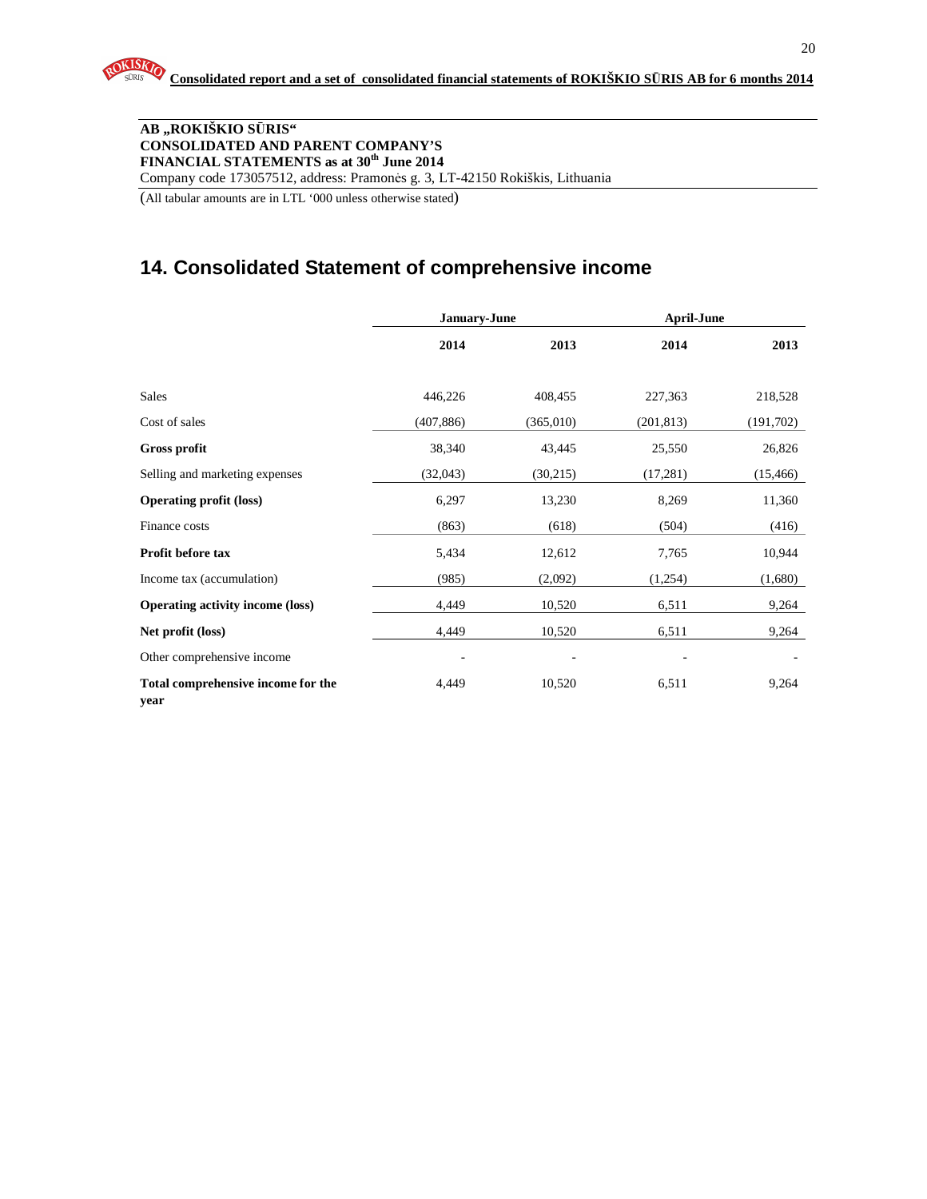**AB „ROKIŠKIO SŪRIS“**
**CONSOLIDATED AND PARENT COMPANY'S**
**FINANCIAL STATEMENTS as at 30th June 2014**
Company code 173057512, address: Pramonės g. 3, LT-42150 Rokiškis, Lithuania

(All tabular amounts are in LTL '000 unless otherwise stated)

# 14. Consolidated Statement of comprehensive income

| | January-June | | April-June | |
|---|---|---|---|---|
| | **2014** | **2013** | **2014** | **2013** |
| Sales | 446,226 | 408,455 | 227,363 | 218,528 |
| Cost of sales | (407,886) | (365,010) | (201,813) | (191,702) |
| **Gross profit** | 38,340 | 43,445 | 25,550 | 26,826 |
| Selling and marketing expenses | (32,043) | (30,215) | (17,281) | (15,466) |
| **Operating profit (loss)** | 6,297 | 13,230 | 8,269 | 11,360 |
| Finance costs | (863) | (618) | (504) | (416) |
| **Profit before tax** | 5,434 | 12,612 | 7,765 | 10,944 |
| Income tax (accumulation) | (985) | (2,092) | (1,254) | (1,680) |
| **Operating activity income (loss)** | 4,449 | 10,520 | 6,511 | 9,264 |
| **Net profit (loss)** | 4,449 | 10,520 | 6,511 | 9,264 |
| Other comprehensive income | - | - | - | - |
| **Total comprehensive income for the year** | 4,449 | 10,520 | 6,511 | 9,264 |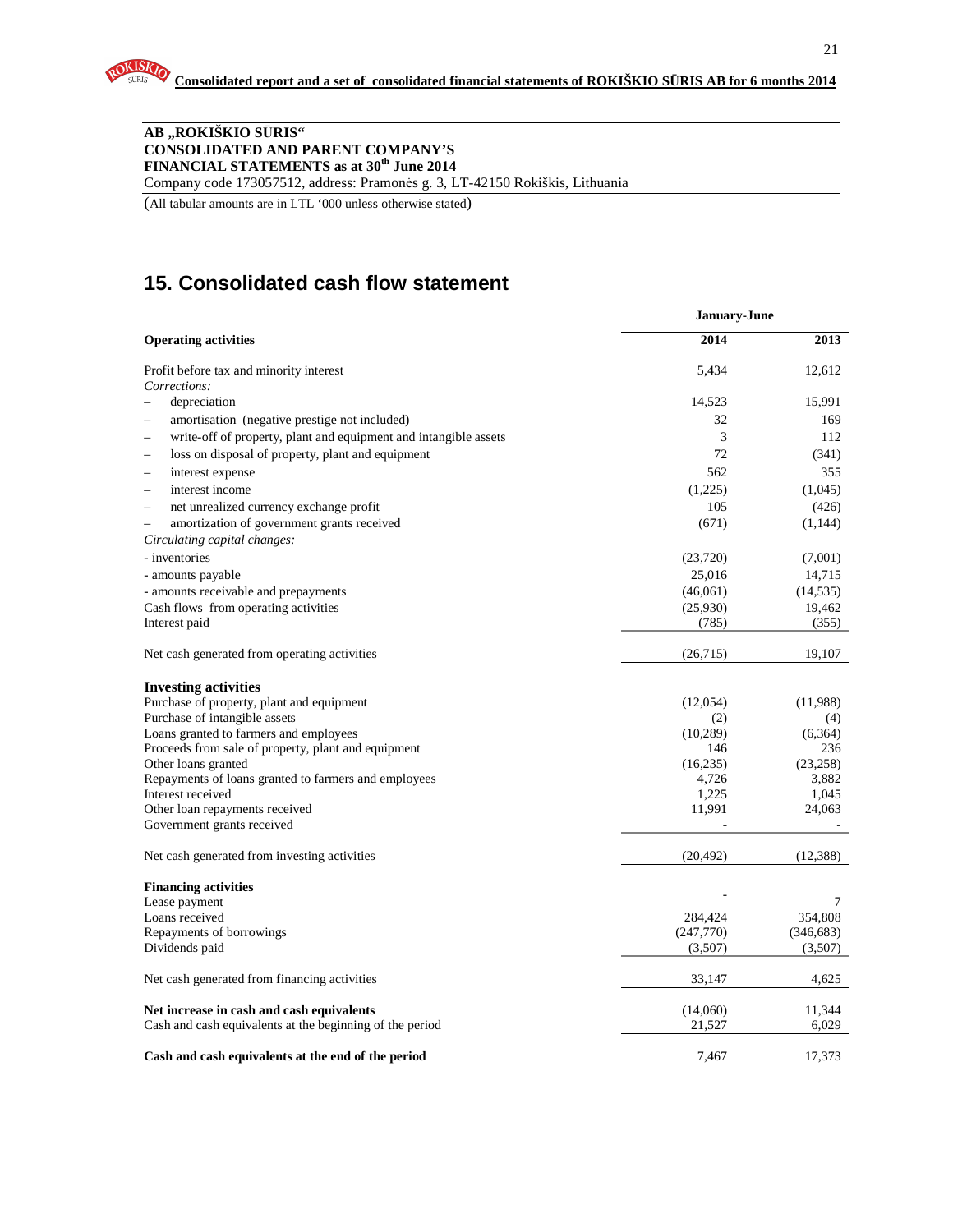**AB „ROKIŠKIO SŪRIS“**
**CONSOLIDATED AND PARENT COMPANY'S**
**FINANCIAL STATEMENTS as at 30th June 2014**
Company code 173057512, address: Pramonės g. 3, LT-42150 Rokiškis, Lithuania

(All tabular amounts are in LTL '000 unless otherwise stated)

# 15. Consolidated cash flow statement

| | January-June | |
|---|---|---|
| **Operating activities** | **2014** | **2013** |
| Profit before tax and minority interest | 5,434 | 12,612 |
| *Corrections:* | | |
| – depreciation | 14,523 | 15,991 |
| – amortisation (negative prestige not included) | 32 | 169 |
| – write-off of property, plant and equipment and intangible assets | 3 | 112 |
| – loss on disposal of property, plant and equipment | 72 | (341) |
| – interest expense | 562 | 355 |
| – interest income | (1,225) | (1,045) |
| – net unrealized currency exchange profit | 105 | (426) |
| – amortization of government grants received | (671) | (1,144) |
| *Circulating capital changes:* | | |
| - inventories | (23,720) | (7,001) |
| - amounts payable | 25,016 | 14,715 |
| - amounts receivable and prepayments | (46,061) | (14,535) |
| Cash flows from operating activities | (25,930) | 19,462 |
| Interest paid | (785) | (355) |
| Net cash generated from operating activities | (26,715) | 19,107 |
| **Investing activities** | | |
| Purchase of property, plant and equipment | (12,054) | (11,988) |
| Purchase of intangible assets | (2) | (4) |
| Loans granted to farmers and employees | (10,289) | (6,364) |
| Proceeds from sale of property, plant and equipment | 146 | 236 |
| Other loans granted | (16,235) | (23,258) |
| Repayments of loans granted to farmers and employees | 4,726 | 3,882 |
| Interest received | 1,225 | 1,045 |
| Other loan repayments received | 11,991 | 24,063 |
| Government grants received | - | - |
| Net cash generated from investing activities | (20,492) | (12,388) |
| **Financing activities** | | |
| Lease payment | - | 7 |
| Loans received | 284,424 | 354,808 |
| Repayments of borrowings | (247,770) | (346,683) |
| Dividends paid | (3,507) | (3,507) |
| Net cash generated from financing activities | 33,147 | 4,625 |
| **Net increase in cash and cash equivalents** | (14,060) | 11,344 |
| Cash and cash equivalents at the beginning of the period | 21,527 | 6,029 |
| **Cash and cash equivalents at the end of the period** | 7,467 | 17,373 |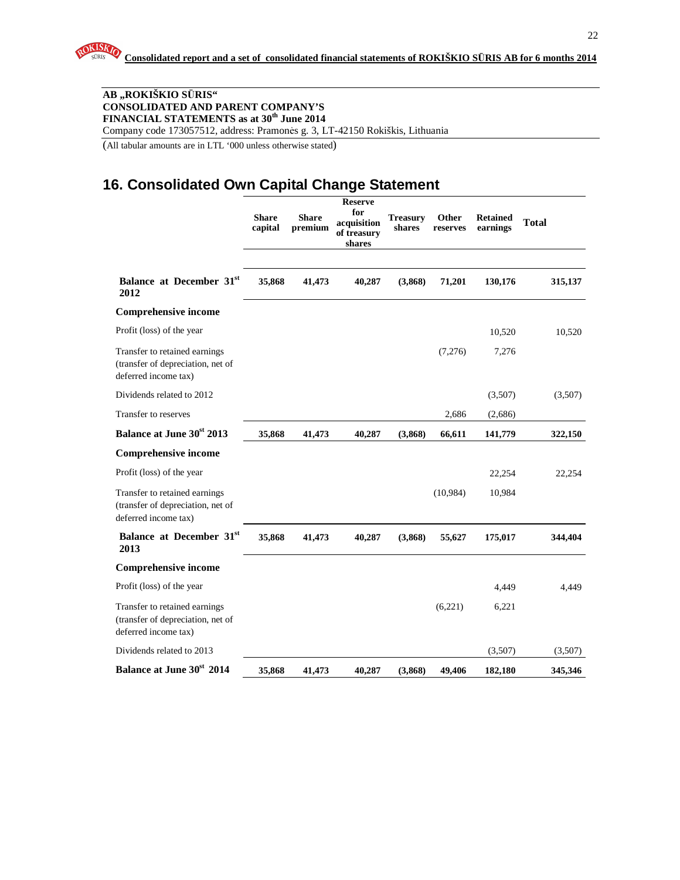**AB „ROKIŠKIO SŪRIS“**
**CONSOLIDATED AND PARENT COMPANY'S**
**FINANCIAL STATEMENTS as at 30th June 2014**
Company code 173057512, address: Pramonės g. 3, LT-42150 Rokiškis, Lithuania

(All tabular amounts are in LTL '000 unless otherwise stated)

# 16. Consolidated Own Capital Change Statement

| | Share capital | Share premium | Reserve for acquisition of treasury shares | Treasury shares | Other reserves | Retained earnings | Total |
|---|---|---|---|---|---|---|---|
| **Balance at December 31st 2012** | **35,868** | **41,473** | **40,287** | **(3,868)** | **71,201** | **130,176** | **315,137** |
| **Comprehensive income** | | | | | | | |
| Profit (loss) of the year | | | | | | 10,520 | 10,520 |
| Transfer to retained earnings (transfer of depreciation, net of deferred income tax) | | | | | (7,276) | 7,276 | |
| Dividends related to 2012 | | | | | | (3,507) | (3,507) |
| Transfer to reserves | | | | | 2,686 | (2,686) | |
| **Balance at June 30st 2013** | **35,868** | **41,473** | **40,287** | **(3,868)** | **66,611** | **141,779** | **322,150** |
| **Comprehensive income** | | | | | | | |
| Profit (loss) of the year | | | | | | 22,254 | 22,254 |
| Transfer to retained earnings (transfer of depreciation, net of deferred income tax) | | | | | (10,984) | 10,984 | |
| **Balance at December 31st 2013** | **35,868** | **41,473** | **40,287** | **(3,868)** | **55,627** | **175,017** | **344,404** |
| **Comprehensive income** | | | | | | | |
| Profit (loss) of the year | | | | | | 4,449 | 4,449 |
| Transfer to retained earnings (transfer of depreciation, net of deferred income tax) | | | | | (6,221) | 6,221 | |
| Dividends related to 2013 | | | | | | (3,507) | (3,507) |
| **Balance at June 30st 2014** | **35,868** | **41,473** | **40,287** | **(3,868)** | **49,406** | **182,180** | **345,346** |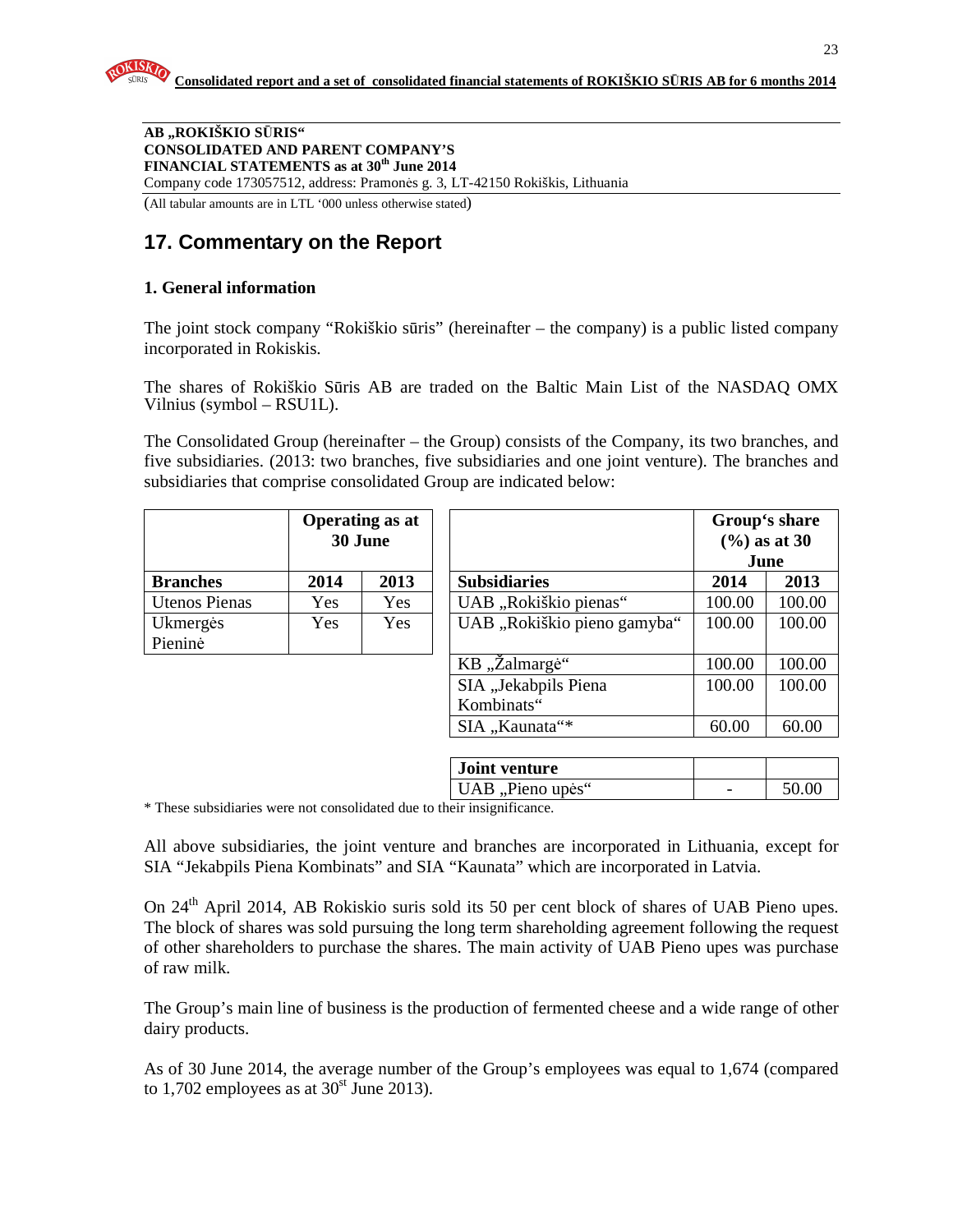**AB „ROKIŠKIO SŪRIS“**
**CONSOLIDATED AND PARENT COMPANY'S**
**FINANCIAL STATEMENTS as at 30th June 2014**
Company code 173057512, address: Pramonės g. 3, LT-42150 Rokiškis, Lithuania

(All tabular amounts are in LTL '000 unless otherwise stated)

## 17. Commentary on the Report

### 1. General information

The joint stock company "Rokiškio sūris" (hereinafter – the company) is a public listed company incorporated in Rokiskis.

The shares of Rokiškio Sūris AB are traded on the Baltic Main List of the NASDAQ OMX Vilnius (symbol – RSU1L).

The Consolidated Group (hereinafter – the Group) consists of the Company, its two branches, and five subsidiaries. (2013: two branches, five subsidiaries and one joint venture). The branches and subsidiaries that comprise consolidated Group are indicated below:

| | Operating as at 30 June | |
|---|---|---|
| **Branches** | **2014** | **2013** |
| Utenos Pienas | Yes | Yes |
| Ukmergės Pieninė | Yes | Yes |

| | Group's share (%) as at 30 June | |
|---|---|---|
| **Subsidiaries** | **2014** | **2013** |
| UAB „Rokiškio pienas“ | 100.00 | 100.00 |
| UAB „Rokiškio pieno gamyba“ | 100.00 | 100.00 |
| KB „Žalmargė“ | 100.00 | 100.00 |
| SIA „Jekabpils Piena Kombinats“ | 100.00 | 100.00 |
| SIA „Kaunata“* | 60.00 | 60.00 |
| **Joint venture** | | |
| UAB „Pieno upės“ | - | 50.00 |

\* These subsidiaries were not consolidated due to their insignificance.

All above subsidiaries, the joint venture and branches are incorporated in Lithuania, except for SIA "Jekabpils Piena Kombinats" and SIA "Kaunata" which are incorporated in Latvia.

On 24th April 2014, AB Rokiskio suris sold its 50 per cent block of shares of UAB Pieno upes. The block of shares was sold pursuing the long term shareholding agreement following the request of other shareholders to purchase the shares. The main activity of UAB Pieno upes was purchase of raw milk.

The Group's main line of business is the production of fermented cheese and a wide range of other dairy products.

As of 30 June 2014, the average number of the Group's employees was equal to 1,674 (compared to 1,702 employees as at 30st June 2013).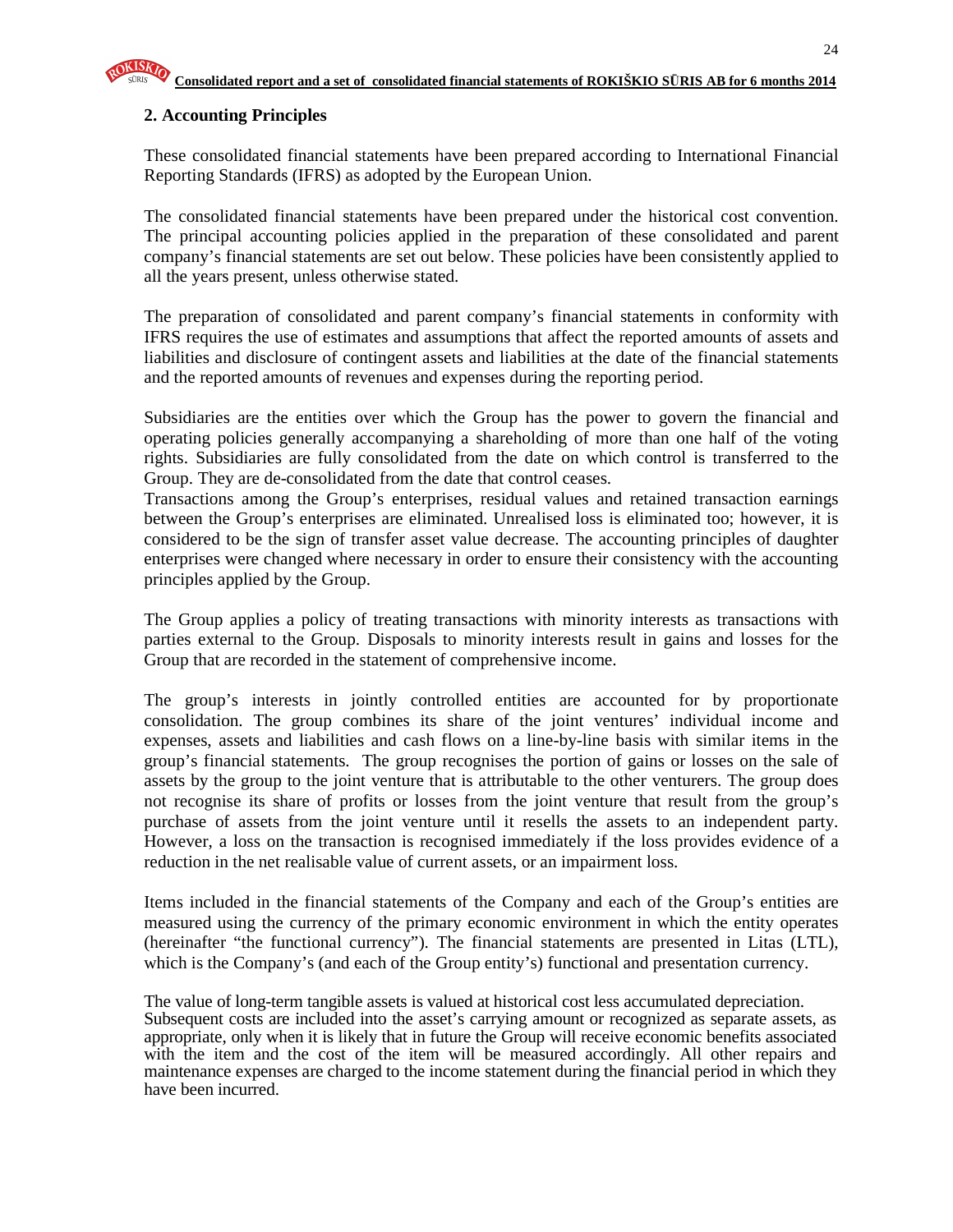## 2. Accounting Principles

These consolidated financial statements have been prepared according to International Financial Reporting Standards (IFRS) as adopted by the European Union.

The consolidated financial statements have been prepared under the historical cost convention. The principal accounting policies applied in the preparation of these consolidated and parent company's financial statements are set out below. These policies have been consistently applied to all the years present, unless otherwise stated.

The preparation of consolidated and parent company's financial statements in conformity with IFRS requires the use of estimates and assumptions that affect the reported amounts of assets and liabilities and disclosure of contingent assets and liabilities at the date of the financial statements and the reported amounts of revenues and expenses during the reporting period.

Subsidiaries are the entities over which the Group has the power to govern the financial and operating policies generally accompanying a shareholding of more than one half of the voting rights. Subsidiaries are fully consolidated from the date on which control is transferred to the Group. They are de-consolidated from the date that control ceases.
Transactions among the Group's enterprises, residual values and retained transaction earnings between the Group's enterprises are eliminated. Unrealised loss is eliminated too; however, it is considered to be the sign of transfer asset value decrease. The accounting principles of daughter enterprises were changed where necessary in order to ensure their consistency with the accounting principles applied by the Group.

The Group applies a policy of treating transactions with minority interests as transactions with parties external to the Group. Disposals to minority interests result in gains and losses for the Group that are recorded in the statement of comprehensive income.

The group's interests in jointly controlled entities are accounted for by proportionate consolidation. The group combines its share of the joint ventures' individual income and expenses, assets and liabilities and cash flows on a line-by-line basis with similar items in the group's financial statements. The group recognises the portion of gains or losses on the sale of assets by the group to the joint venture that is attributable to the other venturers. The group does not recognise its share of profits or losses from the joint venture that result from the group's purchase of assets from the joint venture until it resells the assets to an independent party. However, a loss on the transaction is recognised immediately if the loss provides evidence of a reduction in the net realisable value of current assets, or an impairment loss.

Items included in the financial statements of the Company and each of the Group's entities are measured using the currency of the primary economic environment in which the entity operates (hereinafter "the functional currency"). The financial statements are presented in Litas (LTL), which is the Company's (and each of the Group entity's) functional and presentation currency.

The value of long-term tangible assets is valued at historical cost less accumulated depreciation.
Subsequent costs are included into the asset's carrying amount or recognized as separate assets, as appropriate, only when it is likely that in future the Group will receive economic benefits associated with the item and the cost of the item will be measured accordingly. All other repairs and maintenance expenses are charged to the income statement during the financial period in which they have been incurred.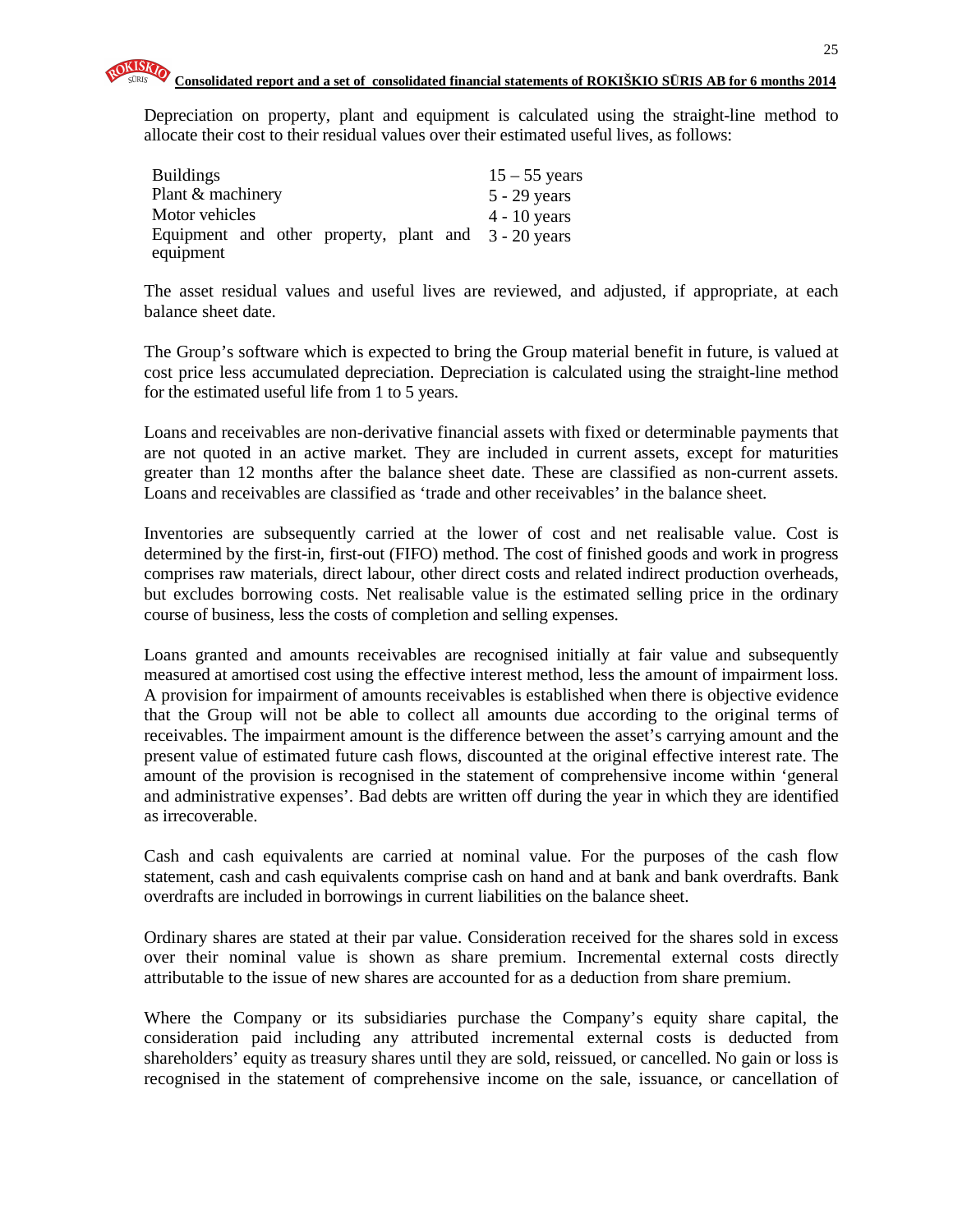Depreciation on property, plant and equipment is calculated using the straight-line method to allocate their cost to their residual values over their estimated useful lives, as follows:

| | |
|---|---|
| Buildings | 15 – 55 years |
| Plant & machinery | 5 - 29 years |
| Motor vehicles | 4 - 10 years |
| Equipment and other property, plant and equipment | 3 - 20 years |

The asset residual values and useful lives are reviewed, and adjusted, if appropriate, at each balance sheet date.

The Group's software which is expected to bring the Group material benefit in future, is valued at cost price less accumulated depreciation. Depreciation is calculated using the straight-line method for the estimated useful life from 1 to 5 years.

Loans and receivables are non-derivative financial assets with fixed or determinable payments that are not quoted in an active market. They are included in current assets, except for maturities greater than 12 months after the balance sheet date. These are classified as non-current assets. Loans and receivables are classified as 'trade and other receivables' in the balance sheet.

Inventories are subsequently carried at the lower of cost and net realisable value. Cost is determined by the first-in, first-out (FIFO) method. The cost of finished goods and work in progress comprises raw materials, direct labour, other direct costs and related indirect production overheads, but excludes borrowing costs. Net realisable value is the estimated selling price in the ordinary course of business, less the costs of completion and selling expenses.

Loans granted and amounts receivables are recognised initially at fair value and subsequently measured at amortised cost using the effective interest method, less the amount of impairment loss. A provision for impairment of amounts receivables is established when there is objective evidence that the Group will not be able to collect all amounts due according to the original terms of receivables. The impairment amount is the difference between the asset's carrying amount and the present value of estimated future cash flows, discounted at the original effective interest rate. The amount of the provision is recognised in the statement of comprehensive income within 'general and administrative expenses'. Bad debts are written off during the year in which they are identified as irrecoverable.

Cash and cash equivalents are carried at nominal value. For the purposes of the cash flow statement, cash and cash equivalents comprise cash on hand and at bank and bank overdrafts. Bank overdrafts are included in borrowings in current liabilities on the balance sheet.

Ordinary shares are stated at their par value. Consideration received for the shares sold in excess over their nominal value is shown as share premium. Incremental external costs directly attributable to the issue of new shares are accounted for as a deduction from share premium.

Where the Company or its subsidiaries purchase the Company's equity share capital, the consideration paid including any attributed incremental external costs is deducted from shareholders' equity as treasury shares until they are sold, reissued, or cancelled. No gain or loss is recognised in the statement of comprehensive income on the sale, issuance, or cancellation of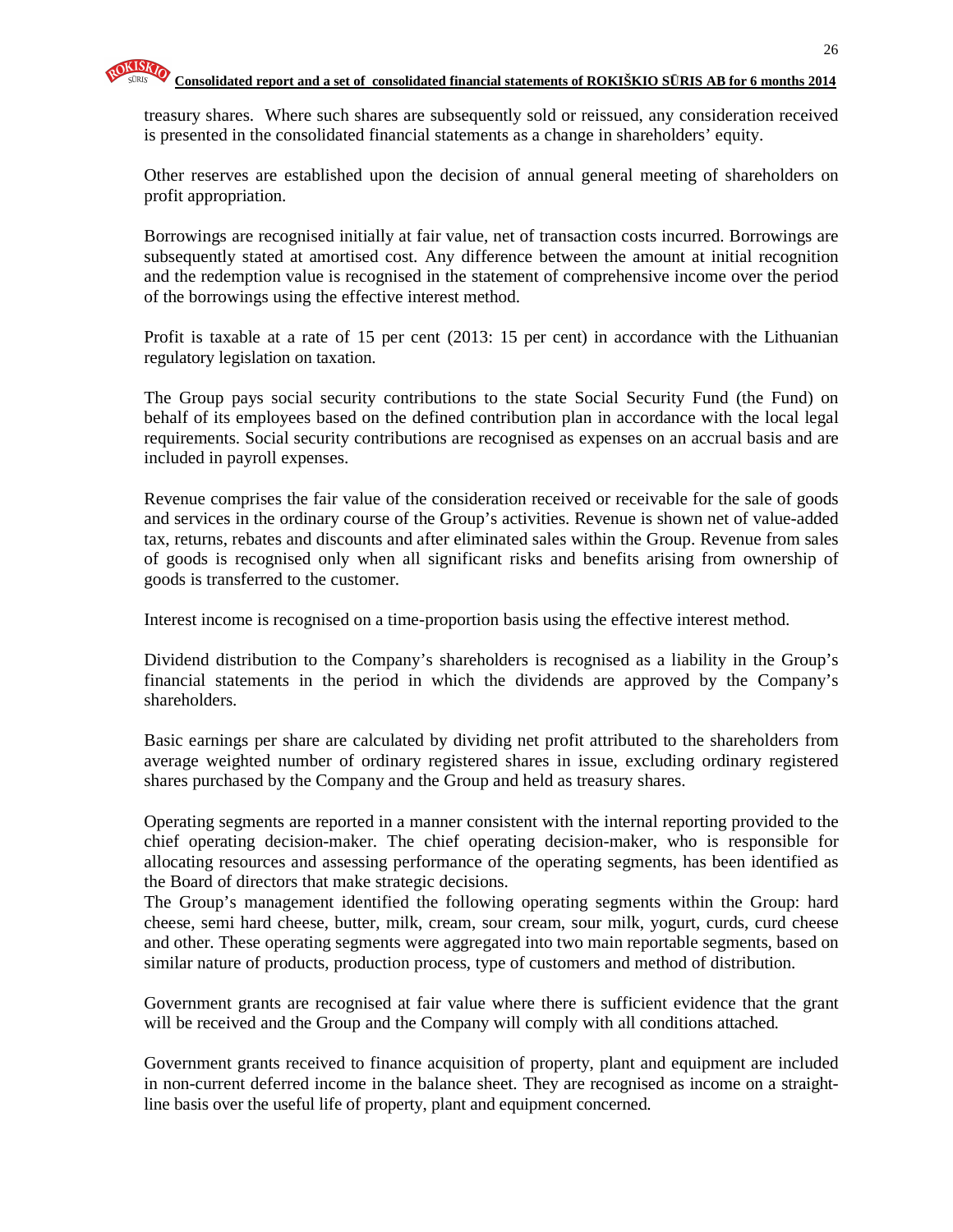treasury shares. Where such shares are subsequently sold or reissued, any consideration received is presented in the consolidated financial statements as a change in shareholders' equity.

Other reserves are established upon the decision of annual general meeting of shareholders on profit appropriation.

Borrowings are recognised initially at fair value, net of transaction costs incurred. Borrowings are subsequently stated at amortised cost. Any difference between the amount at initial recognition and the redemption value is recognised in the statement of comprehensive income over the period of the borrowings using the effective interest method.

Profit is taxable at a rate of 15 per cent (2013: 15 per cent) in accordance with the Lithuanian regulatory legislation on taxation.

The Group pays social security contributions to the state Social Security Fund (the Fund) on behalf of its employees based on the defined contribution plan in accordance with the local legal requirements. Social security contributions are recognised as expenses on an accrual basis and are included in payroll expenses.

Revenue comprises the fair value of the consideration received or receivable for the sale of goods and services in the ordinary course of the Group's activities. Revenue is shown net of value-added tax, returns, rebates and discounts and after eliminated sales within the Group. Revenue from sales of goods is recognised only when all significant risks and benefits arising from ownership of goods is transferred to the customer.

Interest income is recognised on a time-proportion basis using the effective interest method.

Dividend distribution to the Company's shareholders is recognised as a liability in the Group's financial statements in the period in which the dividends are approved by the Company's shareholders.

Basic earnings per share are calculated by dividing net profit attributed to the shareholders from average weighted number of ordinary registered shares in issue, excluding ordinary registered shares purchased by the Company and the Group and held as treasury shares.

Operating segments are reported in a manner consistent with the internal reporting provided to the chief operating decision-maker. The chief operating decision-maker, who is responsible for allocating resources and assessing performance of the operating segments, has been identified as the Board of directors that make strategic decisions.
The Group's management identified the following operating segments within the Group: hard cheese, semi hard cheese, butter, milk, cream, sour cream, sour milk, yogurt, curds, curd cheese and other. These operating segments were aggregated into two main reportable segments, based on similar nature of products, production process, type of customers and method of distribution.

Government grants are recognised at fair value where there is sufficient evidence that the grant will be received and the Group and the Company will comply with all conditions attached.

Government grants received to finance acquisition of property, plant and equipment are included in non-current deferred income in the balance sheet. They are recognised as income on a straight-line basis over the useful life of property, plant and equipment concerned.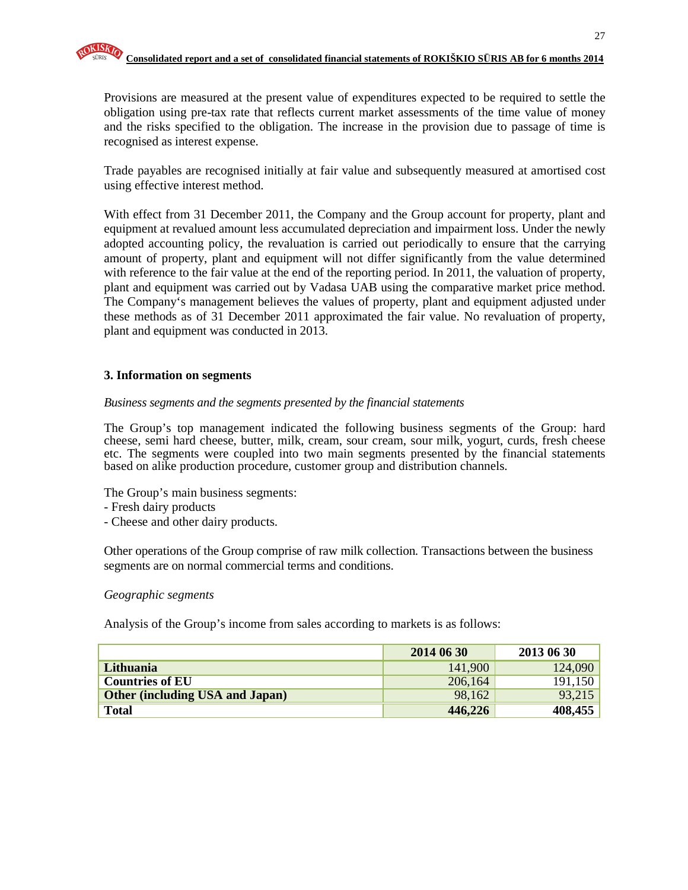Provisions are measured at the present value of expenditures expected to be required to settle the obligation using pre-tax rate that reflects current market assessments of the time value of money and the risks specified to the obligation. The increase in the provision due to passage of time is recognised as interest expense.

Trade payables are recognised initially at fair value and subsequently measured at amortised cost using effective interest method.

With effect from 31 December 2011, the Company and the Group account for property, plant and equipment at revalued amount less accumulated depreciation and impairment loss. Under the newly adopted accounting policy, the revaluation is carried out periodically to ensure that the carrying amount of property, plant and equipment will not differ significantly from the value determined with reference to the fair value at the end of the reporting period. In 2011, the valuation of property, plant and equipment was carried out by Vadasa UAB using the comparative market price method. The Company's management believes the values of property, plant and equipment adjusted under these methods as of 31 December 2011 approximated the fair value. No revaluation of property, plant and equipment was conducted in 2013.

## 3. Information on segments

*Business segments and the segments presented by the financial statements*

The Group's top management indicated the following business segments of the Group: hard cheese, semi hard cheese, butter, milk, cream, sour cream, sour milk, yogurt, curds, fresh cheese etc. The segments were coupled into two main segments presented by the financial statements based on alike production procedure, customer group and distribution channels.

The Group's main business segments:
- Fresh dairy products
- Cheese and other dairy products.

Other operations of the Group comprise of raw milk collection. Transactions between the business segments are on normal commercial terms and conditions.

*Geographic segments*

Analysis of the Group's income from sales according to markets is as follows:

| | 2014 06 30 | 2013 06 30 |
|---|---|---|
| **Lithuania** | 141,900 | 124,090 |
| **Countries of EU** | 206,164 | 191,150 |
| **Other (including USA and Japan)** | 98,162 | 93,215 |
| **Total** | **446,226** | **408,455** |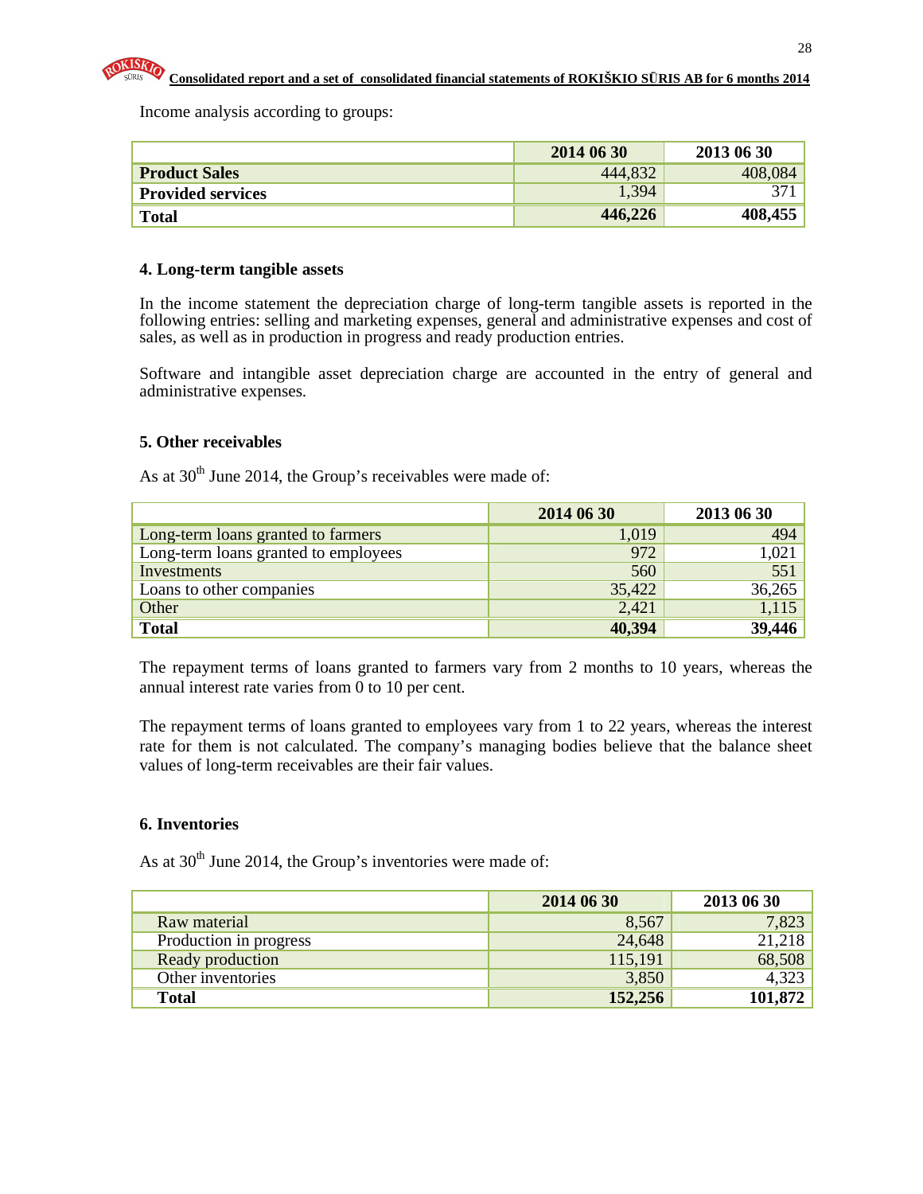Income analysis according to groups:

| | 2014 06 30 | 2013 06 30 |
|---|---|---|
| **Product Sales** | 444,832 | 408,084 |
| **Provided services** | 1,394 | 371 |
| **Total** | **446,226** | **408,455** |

### 4. Long-term tangible assets

In the income statement the depreciation charge of long-term tangible assets is reported in the following entries: selling and marketing expenses, general and administrative expenses and cost of sales, as well as in production in progress and ready production entries.

Software and intangible asset depreciation charge are accounted in the entry of general and administrative expenses.

### 5. Other receivables

As at 30th June 2014, the Group's receivables were made of:

| | 2014 06 30 | 2013 06 30 |
|---|---|---|
| Long-term loans granted to farmers | 1,019 | 494 |
| Long-term loans granted to employees | 972 | 1,021 |
| Investments | 560 | 551 |
| Loans to other companies | 35,422 | 36,265 |
| Other | 2,421 | 1,115 |
| **Total** | **40,394** | **39,446** |

The repayment terms of loans granted to farmers vary from 2 months to 10 years, whereas the annual interest rate varies from 0 to 10 per cent.

The repayment terms of loans granted to employees vary from 1 to 22 years, whereas the interest rate for them is not calculated. The company's managing bodies believe that the balance sheet values of long-term receivables are their fair values.

### 6. Inventories

As at 30th June 2014, the Group's inventories were made of:

| | 2014 06 30 | 2013 06 30 |
|---|---|---|
| Raw material | 8,567 | 7,823 |
| Production in progress | 24,648 | 21,218 |
| Ready production | 115,191 | 68,508 |
| Other inventories | 3,850 | 4,323 |
| **Total** | **152,256** | **101,872** |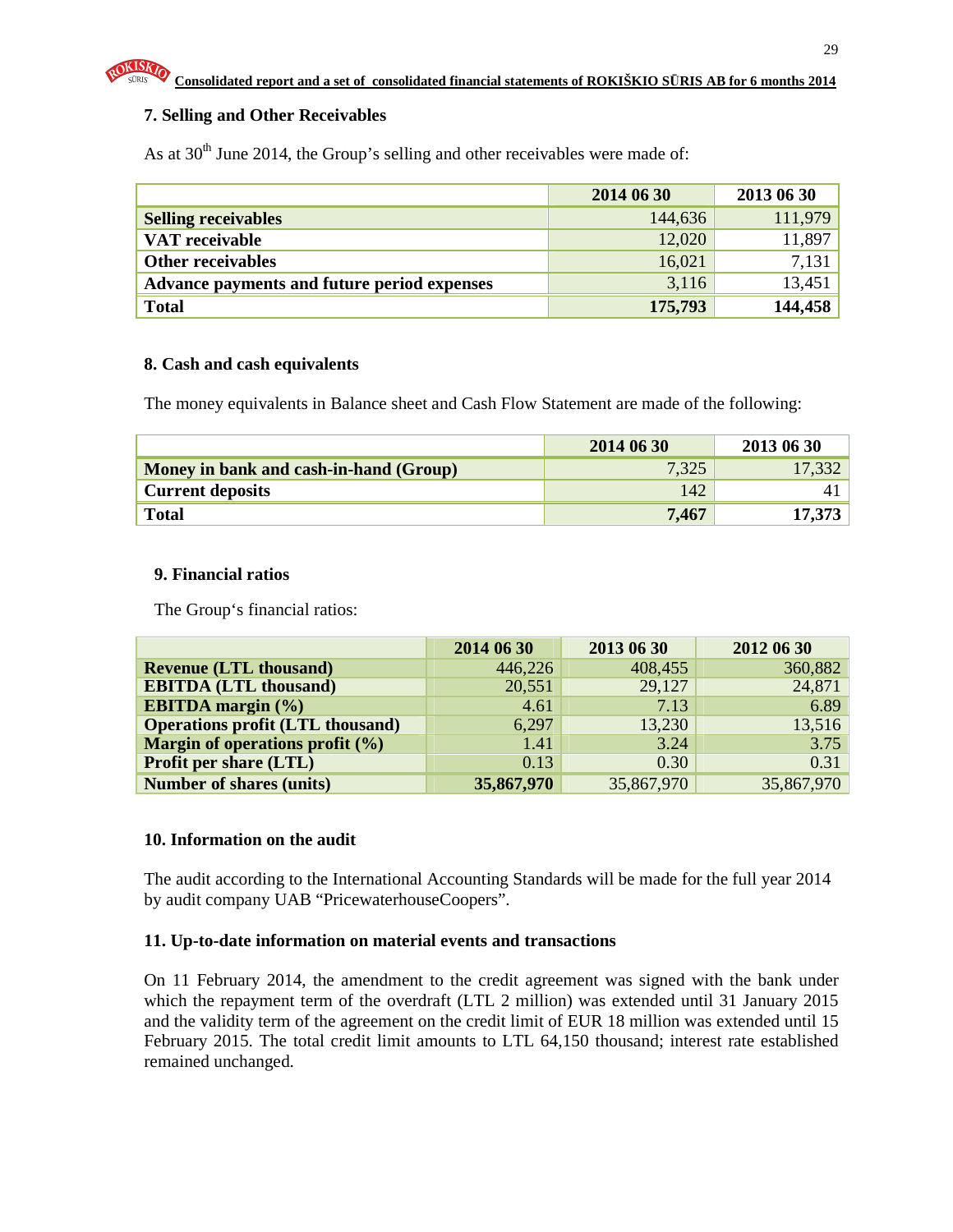## 7. Selling and Other Receivables

As at 30th June 2014, the Group's selling and other receivables were made of:

| | 2014 06 30 | 2013 06 30 |
|---|---|---|
| **Selling receivables** | 144,636 | 111,979 |
| **VAT receivable** | 12,020 | 11,897 |
| **Other receivables** | 16,021 | 7,131 |
| **Advance payments and future period expenses** | 3,116 | 13,451 |
| **Total** | **175,793** | **144,458** |

## 8. Cash and cash equivalents

The money equivalents in Balance sheet and Cash Flow Statement are made of the following:

| | 2014 06 30 | 2013 06 30 |
|---|---|---|
| **Money in bank and cash-in-hand (Group)** | 7,325 | 17,332 |
| **Current deposits** | 142 | 41 |
| **Total** | **7,467** | **17,373** |

## 9. Financial ratios

The Group's financial ratios:

| | 2014 06 30 | 2013 06 30 | 2012 06 30 |
|---|---|---|---|
| **Revenue (LTL thousand)** | 446,226 | 408,455 | 360,882 |
| **EBITDA (LTL thousand)** | 20,551 | 29,127 | 24,871 |
| **EBITDA margin (%)** | 4.61 | 7.13 | 6.89 |
| **Operations profit (LTL thousand)** | 6,297 | 13,230 | 13,516 |
| **Margin of operations profit (%)** | 1.41 | 3.24 | 3.75 |
| **Profit per share (LTL)** | 0.13 | 0.30 | 0.31 |
| **Number of shares (units)** | **35,867,970** | 35,867,970 | 35,867,970 |

## 10. Information on the audit

The audit according to the International Accounting Standards will be made for the full year 2014 by audit company UAB "PricewaterhouseCoopers".

## 11. Up-to-date information on material events and transactions

On 11 February 2014, the amendment to the credit agreement was signed with the bank under which the repayment term of the overdraft (LTL 2 million) was extended until 31 January 2015 and the validity term of the agreement on the credit limit of EUR 18 million was extended until 15 February 2015. The total credit limit amounts to LTL 64,150 thousand; interest rate established remained unchanged.